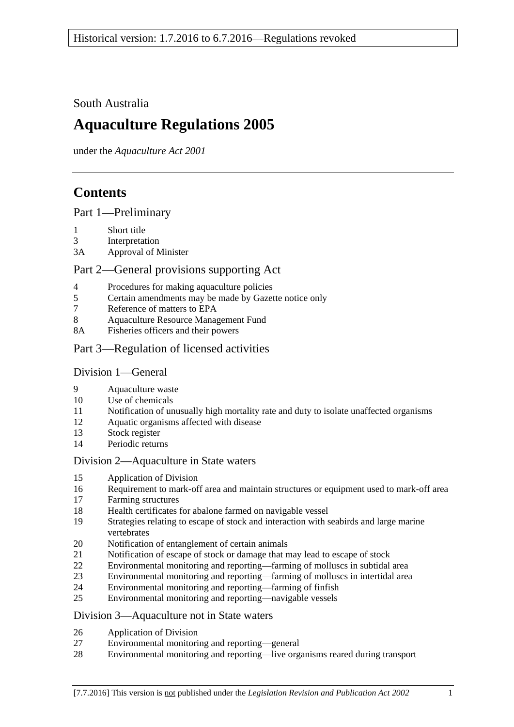Historical version: 1.7.2016 to 6.7.2016—Regulations revoked

South Australia

# Aquaculture Regulations 2005

under the *Aquaculture Act 2001*

## Contents

### Part 1—Preliminary

- 1 Short title
- 3 Interpretation
- 3A Approval of Minister

### Part 2—General provisions supporting Act

- 4 Procedures for making aquaculture policies
- 5 Certain amendments may be made by Gazette notice only
- 7 Reference of matters to EPA
- 8 Aquaculture Resource Management Fund
- 8A Fisheries officers and their powers

### Part 3—Regulation of licensed activities

#### Division 1—General

- 9 Aquaculture waste
- 10 Use of chemicals
- 11 Notification of unusually high mortality rate and duty to isolate unaffected organisms
- 12 Aquatic organisms affected with disease
- 13 Stock register
- 14 Periodic returns

#### Division 2—Aquaculture in State waters

- 15 Application of Division
- 16 Requirement to mark-off area and maintain structures or equipment used to mark-off area
- 17 Farming structures
- 18 Health certificates for abalone farmed on navigable vessel
- 19 Strategies relating to escape of stock and interaction with seabirds and large marine vertebrates
- 20 Notification of entanglement of certain animals
- 21 Notification of escape of stock or damage that may lead to escape of stock
- 22 Environmental monitoring and reporting—farming of molluscs in subtidal area
- 23 Environmental monitoring and reporting—farming of molluscs in intertidal area
- 24 Environmental monitoring and reporting—farming of finfish
- 25 Environmental monitoring and reporting—navigable vessels

#### Division 3—Aquaculture not in State waters

- 26 Application of Division
- 27 Environmental monitoring and reporting—general
- 28 Environmental monitoring and reporting—live organisms reared during transport

[7.7.2016] This version is not published under the *Legislation Revision and Publication Act 2002*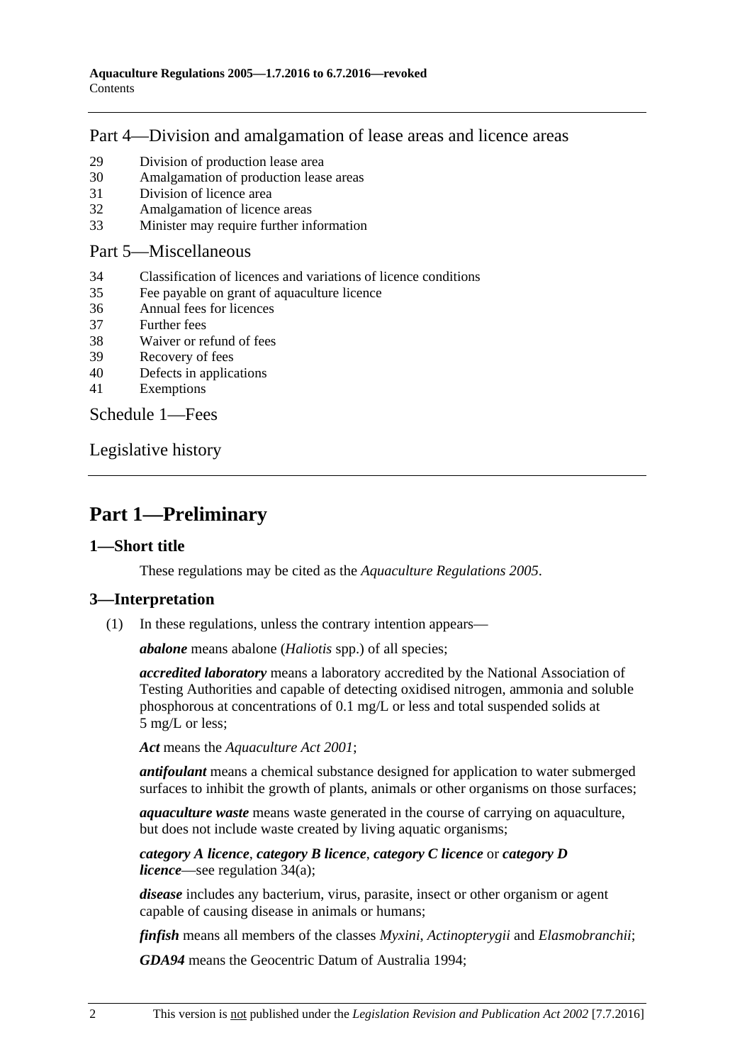## Part 4—Division and amalgamation of lease areas and licence areas

29 Division of production lease area
30 Amalgamation of production lease areas
31 Division of licence area
32 Amalgamation of licence areas
33 Minister may require further information

## Part 5—Miscellaneous

34 Classification of licences and variations of licence conditions
35 Fee payable on grant of aquaculture licence
36 Annual fees for licences
37 Further fees
38 Waiver or refund of fees
39 Recovery of fees
40 Defects in applications
41 Exemptions

## Schedule 1—Fees

## Legislative history

# Part 1—Preliminary

### 1—Short title

These regulations may be cited as the *Aquaculture Regulations 2005*.

### 3—Interpretation

(1) In these regulations, unless the contrary intention appears—

***abalone*** means abalone (*Haliotis* spp.) of all species;

***accredited laboratory*** means a laboratory accredited by the National Association of Testing Authorities and capable of detecting oxidised nitrogen, ammonia and soluble phosphorous at concentrations of 0.1 mg/L or less and total suspended solids at 5 mg/L or less;

***Act*** means the *Aquaculture Act 2001*;

***antifoulant*** means a chemical substance designed for application to water submerged surfaces to inhibit the growth of plants, animals or other organisms on those surfaces;

***aquaculture waste*** means waste generated in the course of carrying on aquaculture, but does not include waste created by living aquatic organisms;

***category A licence***, ***category B licence***, ***category C licence*** or ***category D licence***—see regulation 34(a);

***disease*** includes any bacterium, virus, parasite, insect or other organism or agent capable of causing disease in animals or humans;

***finfish*** means all members of the classes *Myxini*, *Actinopterygii* and *Elasmobranchii*;

***GDA94*** means the Geocentric Datum of Australia 1994;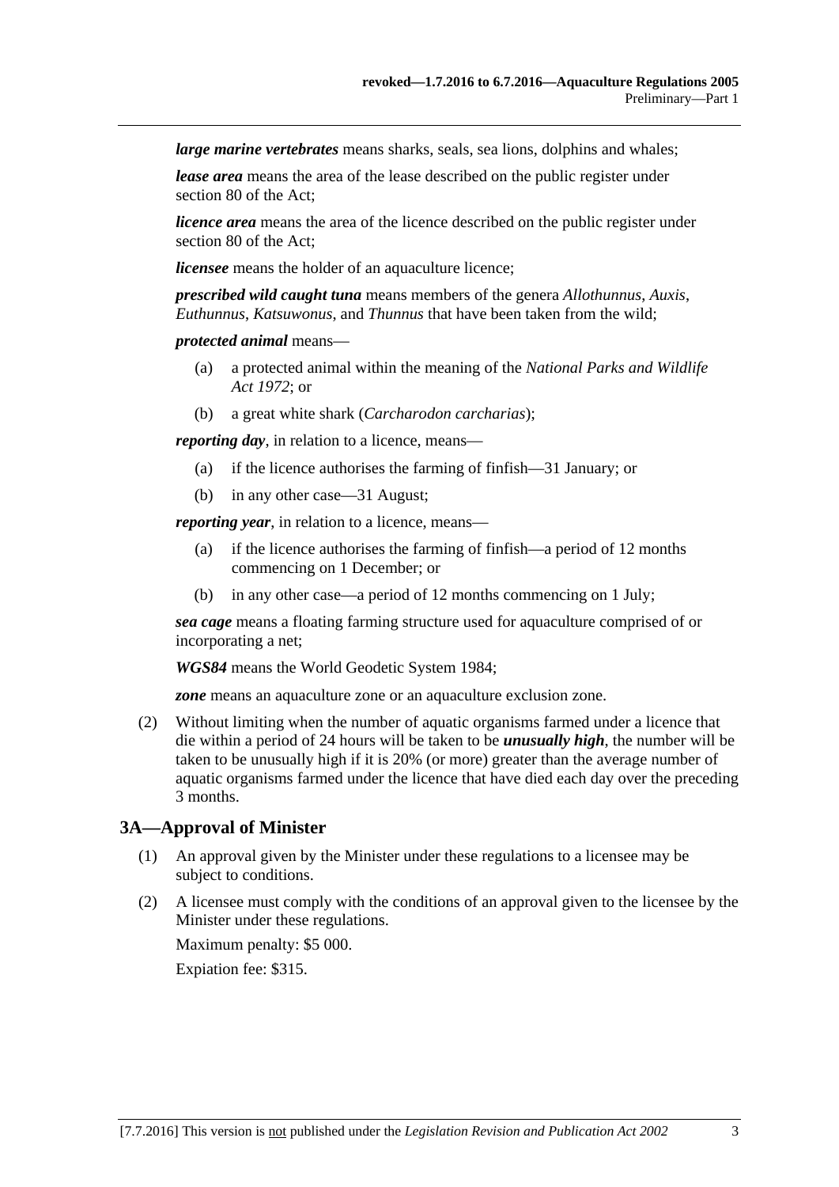***large marine vertebrates*** means sharks, seals, sea lions, dolphins and whales;

***lease area*** means the area of the lease described on the public register under section 80 of the Act;

***licence area*** means the area of the licence described on the public register under section 80 of the Act;

***licensee*** means the holder of an aquaculture licence;

***prescribed wild caught tuna*** means members of the genera *Allothunnus*, *Auxis*, *Euthunnus*, *Katsuwonus*, and *Thunnus* that have been taken from the wild;

***protected animal*** means—

(a) a protected animal within the meaning of the *National Parks and Wildlife Act 1972*; or

(b) a great white shark (*Carcharodon carcharias*);

***reporting day***, in relation to a licence, means—

(a) if the licence authorises the farming of finfish—31 January; or

(b) in any other case—31 August;

***reporting year***, in relation to a licence, means—

(a) if the licence authorises the farming of finfish—a period of 12 months commencing on 1 December; or

(b) in any other case—a period of 12 months commencing on 1 July;

***sea cage*** means a floating farming structure used for aquaculture comprised of or incorporating a net;

***WGS84*** means the World Geodetic System 1984;

***zone*** means an aquaculture zone or an aquaculture exclusion zone.

(2) Without limiting when the number of aquatic organisms farmed under a licence that die within a period of 24 hours will be taken to be ***unusually high***, the number will be taken to be unusually high if it is 20% (or more) greater than the average number of aquatic organisms farmed under the licence that have died each day over the preceding 3 months.

## 3A—Approval of Minister

(1) An approval given by the Minister under these regulations to a licensee may be subject to conditions.

(2) A licensee must comply with the conditions of an approval given to the licensee by the Minister under these regulations.

Maximum penalty: $5 000.

Expiation fee: $315.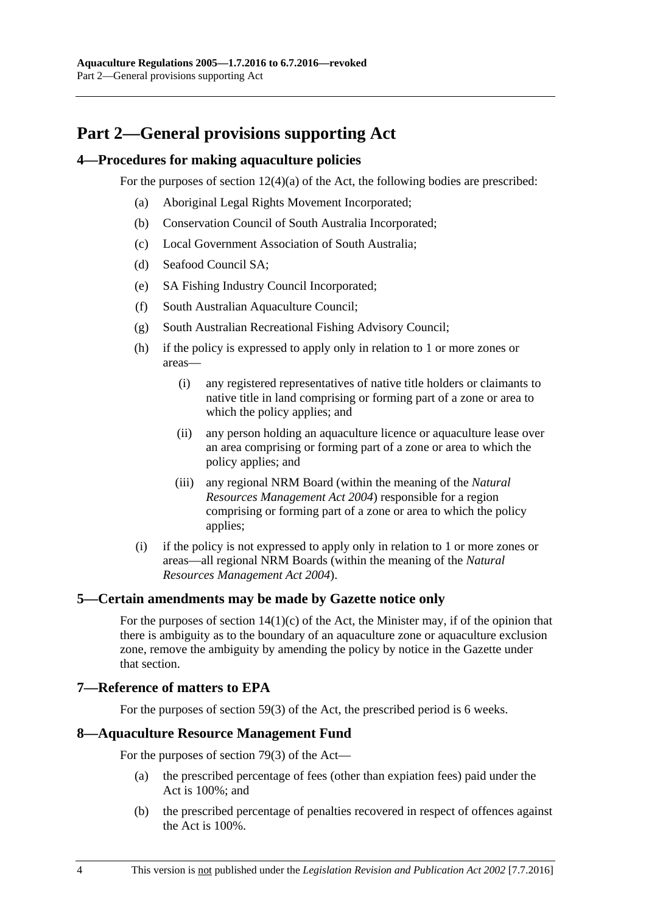# Part 2—General provisions supporting Act

## 4—Procedures for making aquaculture policies

For the purposes of section 12(4)(a) of the Act, the following bodies are prescribed:

- (a) Aboriginal Legal Rights Movement Incorporated;
- (b) Conservation Council of South Australia Incorporated;
- (c) Local Government Association of South Australia;
- (d) Seafood Council SA;
- (e) SA Fishing Industry Council Incorporated;
- (f) South Australian Aquaculture Council;
- (g) South Australian Recreational Fishing Advisory Council;
- (h) if the policy is expressed to apply only in relation to 1 or more zones or areas—
  - (i) any registered representatives of native title holders or claimants to native title in land comprising or forming part of a zone or area to which the policy applies; and
  - (ii) any person holding an aquaculture licence or aquaculture lease over an area comprising or forming part of a zone or area to which the policy applies; and
  - (iii) any regional NRM Board (within the meaning of the *Natural Resources Management Act 2004*) responsible for a region comprising or forming part of a zone or area to which the policy applies;
- (i) if the policy is not expressed to apply only in relation to 1 or more zones or areas—all regional NRM Boards (within the meaning of the *Natural Resources Management Act 2004*).

## 5—Certain amendments may be made by Gazette notice only

For the purposes of section 14(1)(c) of the Act, the Minister may, if of the opinion that there is ambiguity as to the boundary of an aquaculture zone or aquaculture exclusion zone, remove the ambiguity by amending the policy by notice in the Gazette under that section.

## 7—Reference of matters to EPA

For the purposes of section 59(3) of the Act, the prescribed period is 6 weeks.

## 8—Aquaculture Resource Management Fund

For the purposes of section 79(3) of the Act—

- (a) the prescribed percentage of fees (other than expiation fees) paid under the Act is 100%; and
- (b) the prescribed percentage of penalties recovered in respect of offences against the Act is 100%.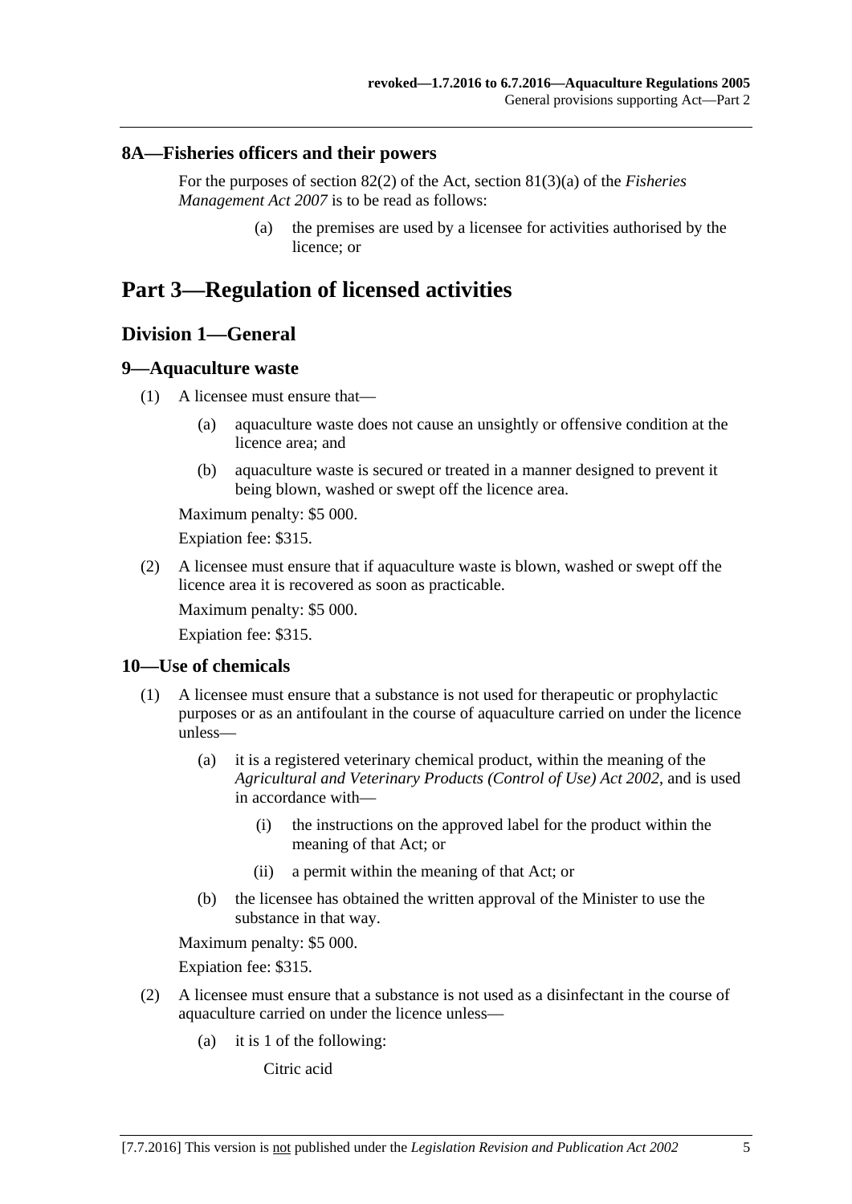### 8A—Fisheries officers and their powers

For the purposes of section 82(2) of the Act, section 81(3)(a) of the *Fisheries Management Act 2007* is to be read as follows:

(a) the premises are used by a licensee for activities authorised by the licence; or

# Part 3—Regulation of licensed activities

## Division 1—General

### 9—Aquaculture waste

(1) A licensee must ensure that—

(a) aquaculture waste does not cause an unsightly or offensive condition at the licence area; and

(b) aquaculture waste is secured or treated in a manner designed to prevent it being blown, washed or swept off the licence area.

Maximum penalty: $5 000.

Expiation fee: $315.

(2) A licensee must ensure that if aquaculture waste is blown, washed or swept off the licence area it is recovered as soon as practicable.

Maximum penalty: $5 000.

Expiation fee: $315.

### 10—Use of chemicals

(1) A licensee must ensure that a substance is not used for therapeutic or prophylactic purposes or as an antifoulant in the course of aquaculture carried on under the licence unless—

(a) it is a registered veterinary chemical product, within the meaning of the *Agricultural and Veterinary Products (Control of Use) Act 2002*, and is used in accordance with—

(i) the instructions on the approved label for the product within the meaning of that Act; or

(ii) a permit within the meaning of that Act; or

(b) the licensee has obtained the written approval of the Minister to use the substance in that way.

Maximum penalty: $5 000.

Expiation fee: $315.

(2) A licensee must ensure that a substance is not used as a disinfectant in the course of aquaculture carried on under the licence unless—

(a) it is 1 of the following:

Citric acid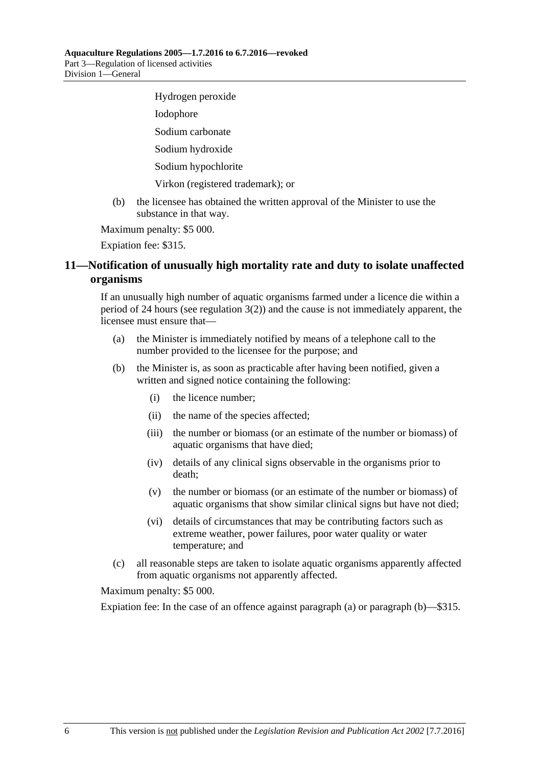Hydrogen peroxide

Iodophore

Sodium carbonate

Sodium hydroxide

Sodium hypochlorite

Virkon (registered trademark); or

(b) the licensee has obtained the written approval of the Minister to use the substance in that way.

Maximum penalty: $5 000.

Expiation fee: $315.

## 11—Notification of unusually high mortality rate and duty to isolate unaffected organisms

If an unusually high number of aquatic organisms farmed under a licence die within a period of 24 hours (see regulation 3(2)) and the cause is not immediately apparent, the licensee must ensure that—

(a) the Minister is immediately notified by means of a telephone call to the number provided to the licensee for the purpose; and

(b) the Minister is, as soon as practicable after having been notified, given a written and signed notice containing the following:

(i) the licence number;

(ii) the name of the species affected;

(iii) the number or biomass (or an estimate of the number or biomass) of aquatic organisms that have died;

(iv) details of any clinical signs observable in the organisms prior to death;

(v) the number or biomass (or an estimate of the number or biomass) of aquatic organisms that show similar clinical signs but have not died;

(vi) details of circumstances that may be contributing factors such as extreme weather, power failures, poor water quality or water temperature; and

(c) all reasonable steps are taken to isolate aquatic organisms apparently affected from aquatic organisms not apparently affected.

Maximum penalty: $5 000.

Expiation fee: In the case of an offence against paragraph (a) or paragraph (b)—$315.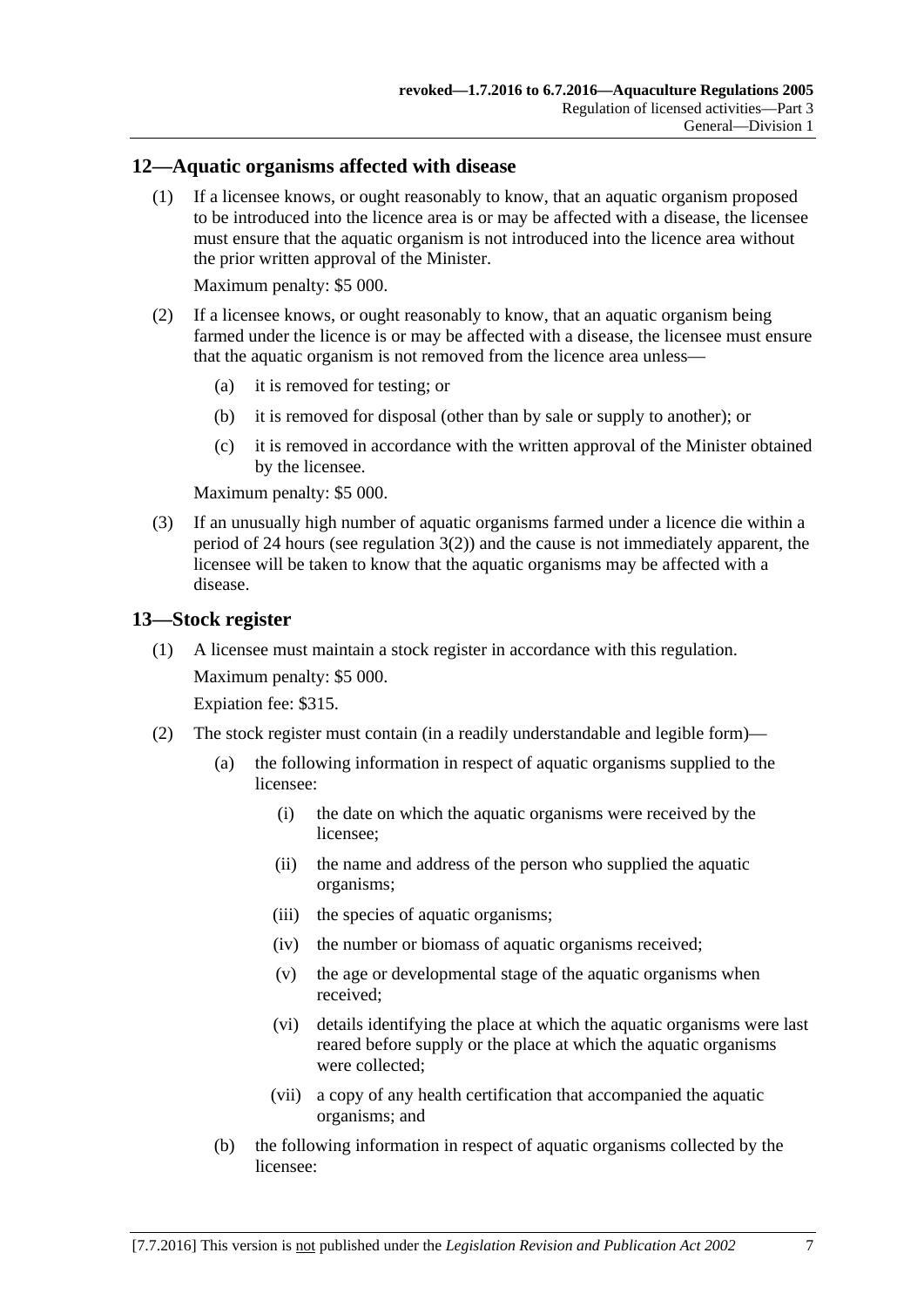## 12—Aquatic organisms affected with disease

(1) If a licensee knows, or ought reasonably to know, that an aquatic organism proposed to be introduced into the licence area is or may be affected with a disease, the licensee must ensure that the aquatic organism is not introduced into the licence area without the prior written approval of the Minister.

Maximum penalty: $5 000.

(2) If a licensee knows, or ought reasonably to know, that an aquatic organism being farmed under the licence is or may be affected with a disease, the licensee must ensure that the aquatic organism is not removed from the licence area unless—

(a) it is removed for testing; or

(b) it is removed for disposal (other than by sale or supply to another); or

(c) it is removed in accordance with the written approval of the Minister obtained by the licensee.

Maximum penalty: $5 000.

(3) If an unusually high number of aquatic organisms farmed under a licence die within a period of 24 hours (see regulation 3(2)) and the cause is not immediately apparent, the licensee will be taken to know that the aquatic organisms may be affected with a disease.

## 13—Stock register

(1) A licensee must maintain a stock register in accordance with this regulation.

Maximum penalty: $5 000.

Expiation fee: $315.

(2) The stock register must contain (in a readily understandable and legible form)—

(a) the following information in respect of aquatic organisms supplied to the licensee:

(i) the date on which the aquatic organisms were received by the licensee;

(ii) the name and address of the person who supplied the aquatic organisms;

(iii) the species of aquatic organisms;

(iv) the number or biomass of aquatic organisms received;

(v) the age or developmental stage of the aquatic organisms when received;

(vi) details identifying the place at which the aquatic organisms were last reared before supply or the place at which the aquatic organisms were collected;

(vii) a copy of any health certification that accompanied the aquatic organisms; and

(b) the following information in respect of aquatic organisms collected by the licensee: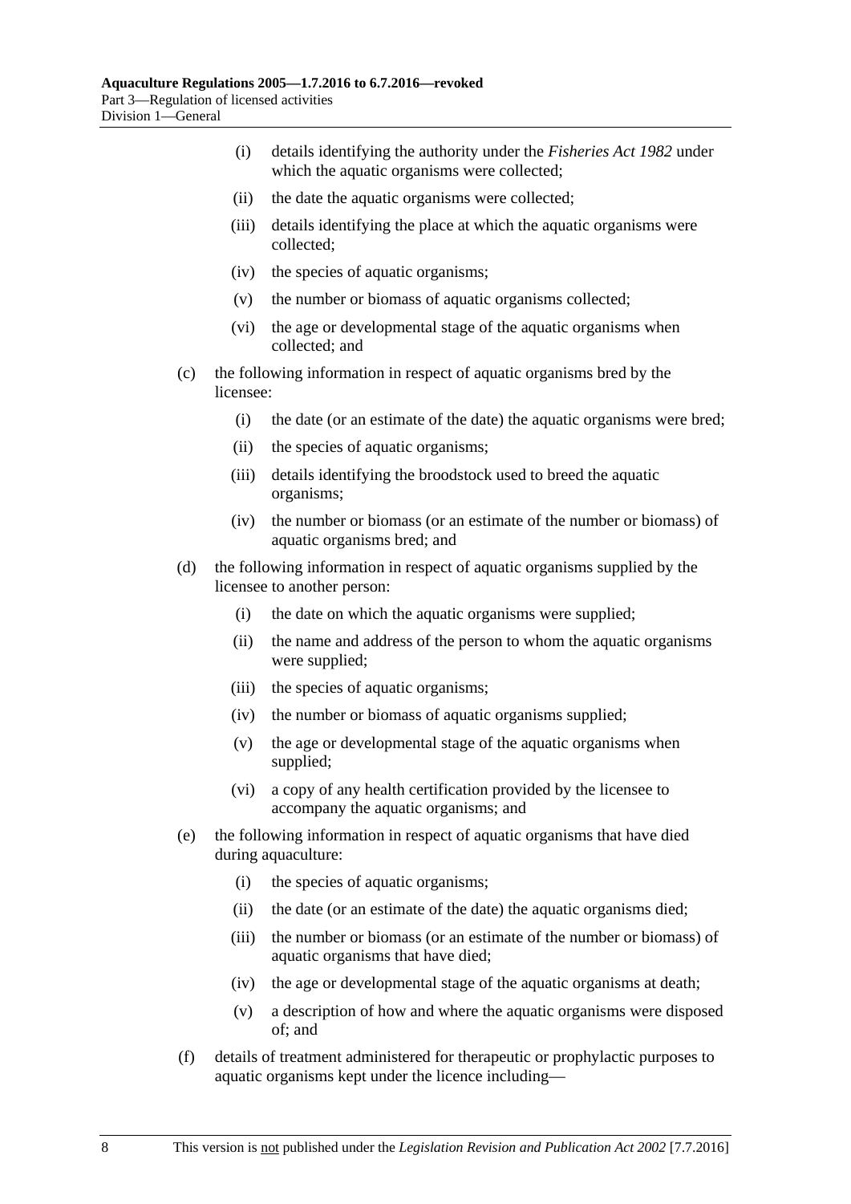(i) details identifying the authority under the *Fisheries Act 1982* under which the aquatic organisms were collected;

(ii) the date the aquatic organisms were collected;

(iii) details identifying the place at which the aquatic organisms were collected;

(iv) the species of aquatic organisms;

(v) the number or biomass of aquatic organisms collected;

(vi) the age or developmental stage of the aquatic organisms when collected; and

(c) the following information in respect of aquatic organisms bred by the licensee:

(i) the date (or an estimate of the date) the aquatic organisms were bred;

(ii) the species of aquatic organisms;

(iii) details identifying the broodstock used to breed the aquatic organisms;

(iv) the number or biomass (or an estimate of the number or biomass) of aquatic organisms bred; and

(d) the following information in respect of aquatic organisms supplied by the licensee to another person:

(i) the date on which the aquatic organisms were supplied;

(ii) the name and address of the person to whom the aquatic organisms were supplied;

(iii) the species of aquatic organisms;

(iv) the number or biomass of aquatic organisms supplied;

(v) the age or developmental stage of the aquatic organisms when supplied;

(vi) a copy of any health certification provided by the licensee to accompany the aquatic organisms; and

(e) the following information in respect of aquatic organisms that have died during aquaculture:

(i) the species of aquatic organisms;

(ii) the date (or an estimate of the date) the aquatic organisms died;

(iii) the number or biomass (or an estimate of the number or biomass) of aquatic organisms that have died;

(iv) the age or developmental stage of the aquatic organisms at death;

(v) a description of how and where the aquatic organisms were disposed of; and

(f) details of treatment administered for therapeutic or prophylactic purposes to aquatic organisms kept under the licence including—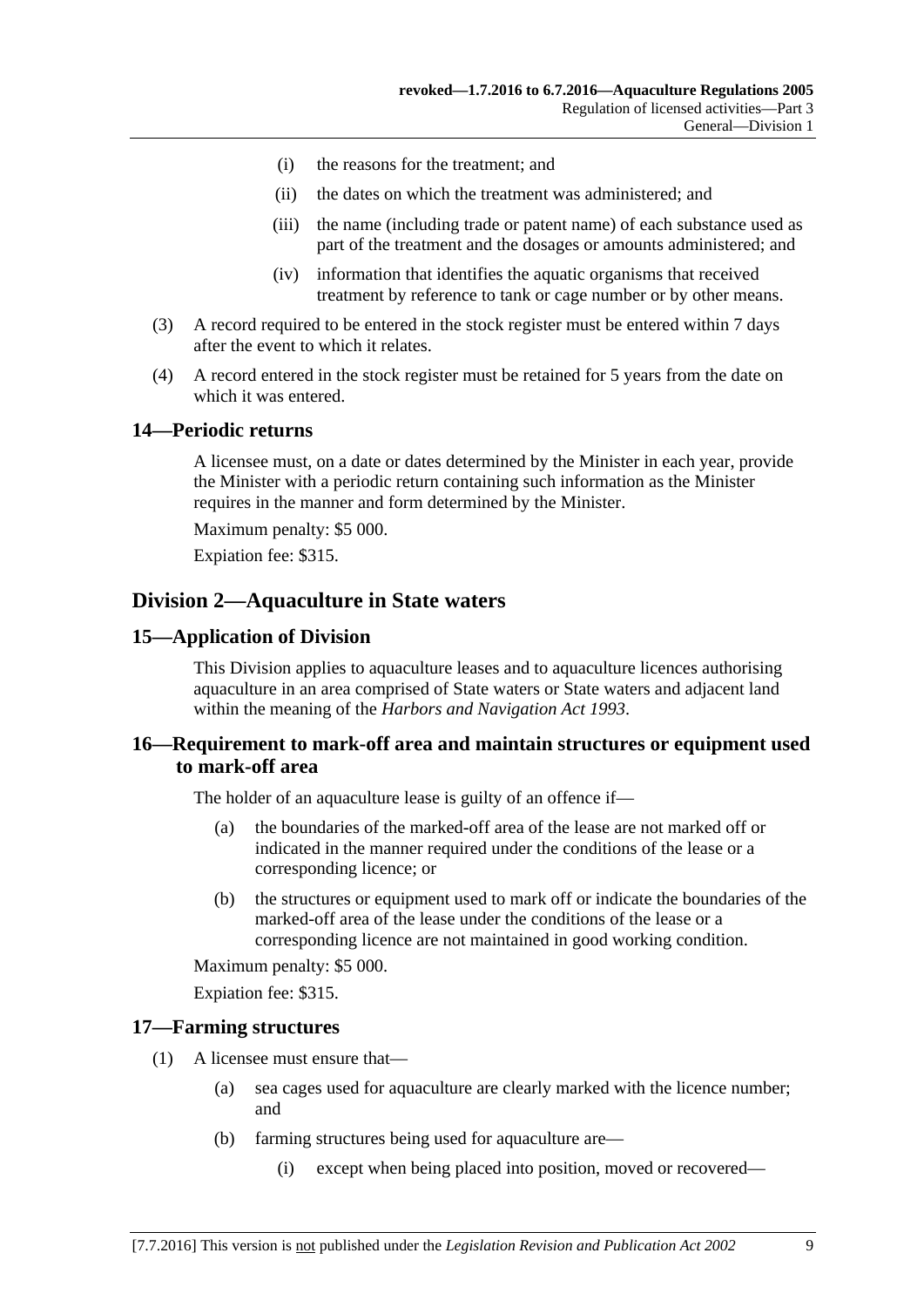(i) the reasons for the treatment; and

(ii) the dates on which the treatment was administered; and

(iii) the name (including trade or patent name) of each substance used as part of the treatment and the dosages or amounts administered; and

(iv) information that identifies the aquatic organisms that received treatment by reference to tank or cage number or by other means.

(3) A record required to be entered in the stock register must be entered within 7 days after the event to which it relates.

(4) A record entered in the stock register must be retained for 5 years from the date on which it was entered.

### 14—Periodic returns

A licensee must, on a date or dates determined by the Minister in each year, provide the Minister with a periodic return containing such information as the Minister requires in the manner and form determined by the Minister.

Maximum penalty: $5 000.

Expiation fee: $315.

## Division 2—Aquaculture in State waters

### 15—Application of Division

This Division applies to aquaculture leases and to aquaculture licences authorising aquaculture in an area comprised of State waters or State waters and adjacent land within the meaning of the *Harbors and Navigation Act 1993*.

### 16—Requirement to mark-off area and maintain structures or equipment used to mark-off area

The holder of an aquaculture lease is guilty of an offence if—

(a) the boundaries of the marked-off area of the lease are not marked off or indicated in the manner required under the conditions of the lease or a corresponding licence; or

(b) the structures or equipment used to mark off or indicate the boundaries of the marked-off area of the lease under the conditions of the lease or a corresponding licence are not maintained in good working condition.

Maximum penalty: $5 000.

Expiation fee: $315.

### 17—Farming structures

(1) A licensee must ensure that—

(a) sea cages used for aquaculture are clearly marked with the licence number; and

(b) farming structures being used for aquaculture are—

(i) except when being placed into position, moved or recovered—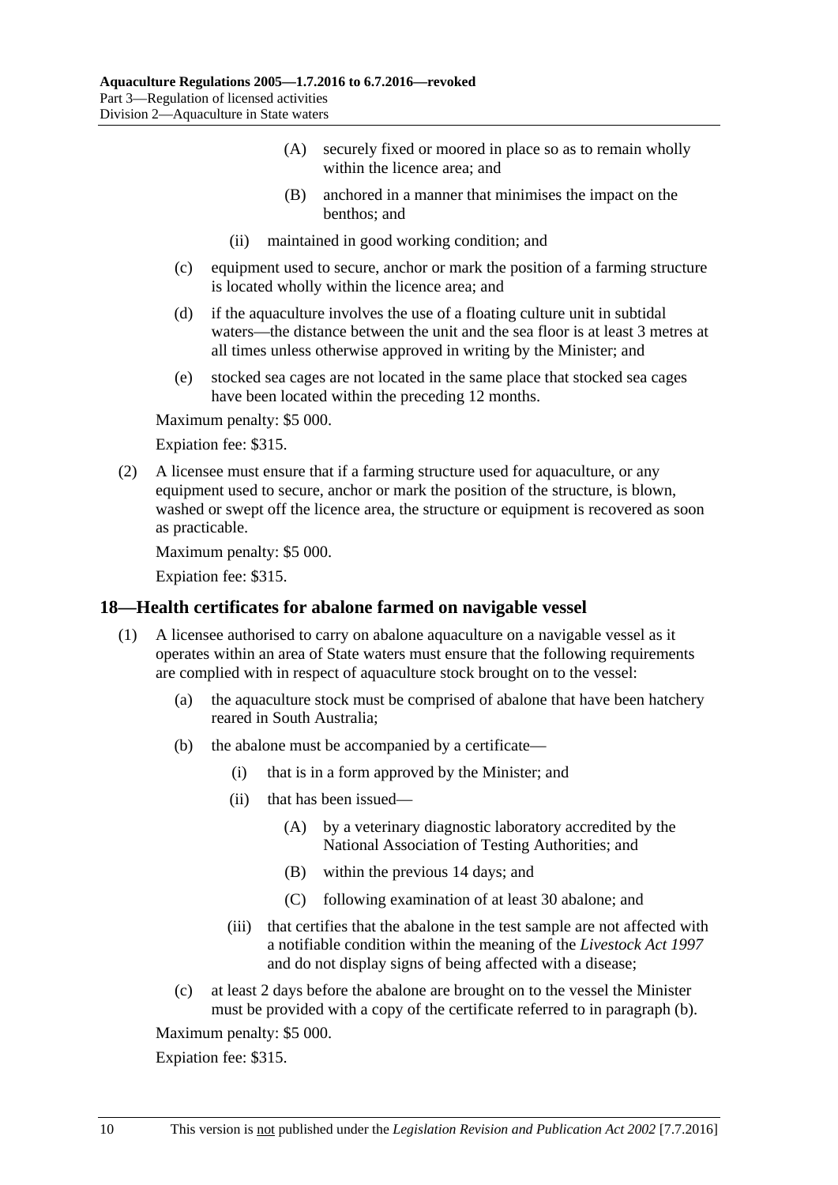(A) securely fixed or moored in place so as to remain wholly within the licence area; and

(B) anchored in a manner that minimises the impact on the benthos; and

(ii) maintained in good working condition; and

(c) equipment used to secure, anchor or mark the position of a farming structure is located wholly within the licence area; and

(d) if the aquaculture involves the use of a floating culture unit in subtidal waters—the distance between the unit and the sea floor is at least 3 metres at all times unless otherwise approved in writing by the Minister; and

(e) stocked sea cages are not located in the same place that stocked sea cages have been located within the preceding 12 months.

Maximum penalty: $5 000.

Expiation fee: $315.

(2) A licensee must ensure that if a farming structure used for aquaculture, or any equipment used to secure, anchor or mark the position of the structure, is blown, washed or swept off the licence area, the structure or equipment is recovered as soon as practicable.

Maximum penalty: $5 000.

Expiation fee: $315.

## 18—Health certificates for abalone farmed on navigable vessel

(1) A licensee authorised to carry on abalone aquaculture on a navigable vessel as it operates within an area of State waters must ensure that the following requirements are complied with in respect of aquaculture stock brought on to the vessel:

(a) the aquaculture stock must be comprised of abalone that have been hatchery reared in South Australia;

(b) the abalone must be accompanied by a certificate—

(i) that is in a form approved by the Minister; and

(ii) that has been issued—

(A) by a veterinary diagnostic laboratory accredited by the National Association of Testing Authorities; and

(B) within the previous 14 days; and

(C) following examination of at least 30 abalone; and

(iii) that certifies that the abalone in the test sample are not affected with a notifiable condition within the meaning of the *Livestock Act 1997* and do not display signs of being affected with a disease;

(c) at least 2 days before the abalone are brought on to the vessel the Minister must be provided with a copy of the certificate referred to in paragraph (b).

Maximum penalty: $5 000.

Expiation fee: $315.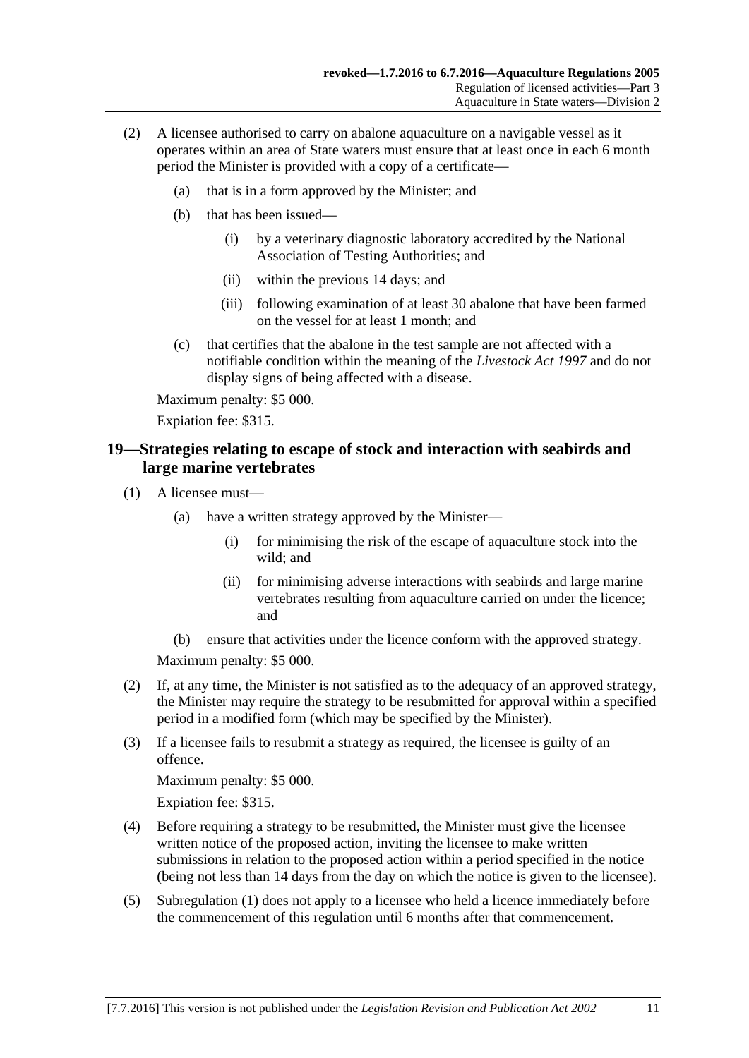(2) A licensee authorised to carry on abalone aquaculture on a navigable vessel as it operates within an area of State waters must ensure that at least once in each 6 month period the Minister is provided with a copy of a certificate—

(a) that is in a form approved by the Minister; and

(b) that has been issued—

(i) by a veterinary diagnostic laboratory accredited by the National Association of Testing Authorities; and

(ii) within the previous 14 days; and

(iii) following examination of at least 30 abalone that have been farmed on the vessel for at least 1 month; and

(c) that certifies that the abalone in the test sample are not affected with a notifiable condition within the meaning of the *Livestock Act 1997* and do not display signs of being affected with a disease.

Maximum penalty: $5 000.

Expiation fee: $315.

## 19—Strategies relating to escape of stock and interaction with seabirds and large marine vertebrates

(1) A licensee must—

(a) have a written strategy approved by the Minister—

(i) for minimising the risk of the escape of aquaculture stock into the wild; and

(ii) for minimising adverse interactions with seabirds and large marine vertebrates resulting from aquaculture carried on under the licence; and

(b) ensure that activities under the licence conform with the approved strategy.

Maximum penalty: $5 000.

(2) If, at any time, the Minister is not satisfied as to the adequacy of an approved strategy, the Minister may require the strategy to be resubmitted for approval within a specified period in a modified form (which may be specified by the Minister).

(3) If a licensee fails to resubmit a strategy as required, the licensee is guilty of an offence.

Maximum penalty: $5 000.

Expiation fee: $315.

(4) Before requiring a strategy to be resubmitted, the Minister must give the licensee written notice of the proposed action, inviting the licensee to make written submissions in relation to the proposed action within a period specified in the notice (being not less than 14 days from the day on which the notice is given to the licensee).

(5) Subregulation (1) does not apply to a licensee who held a licence immediately before the commencement of this regulation until 6 months after that commencement.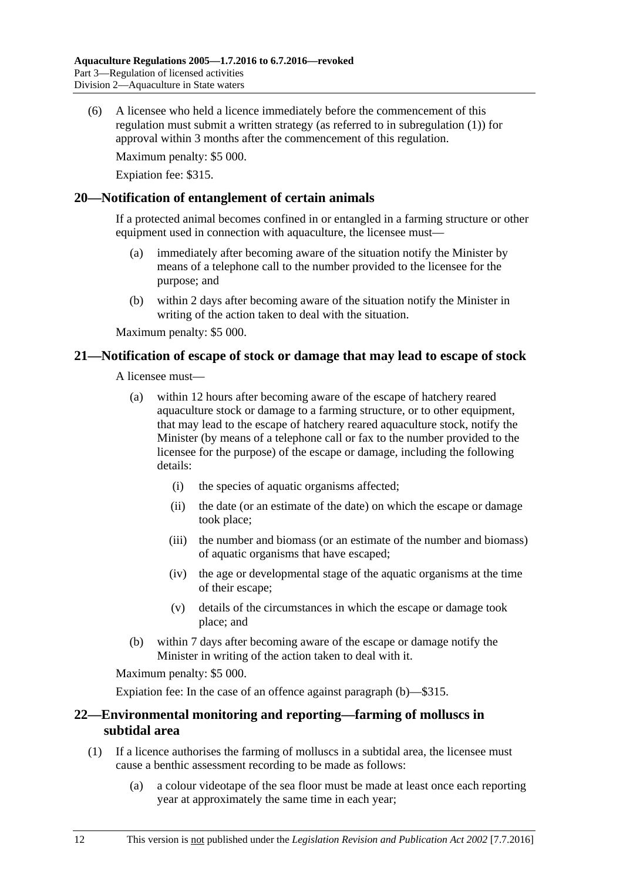(6) A licensee who held a licence immediately before the commencement of this regulation must submit a written strategy (as referred to in subregulation (1)) for approval within 3 months after the commencement of this regulation.

Maximum penalty: $5 000.

Expiation fee: $315.

## 20—Notification of entanglement of certain animals

If a protected animal becomes confined in or entangled in a farming structure or other equipment used in connection with aquaculture, the licensee must—

(a) immediately after becoming aware of the situation notify the Minister by means of a telephone call to the number provided to the licensee for the purpose; and

(b) within 2 days after becoming aware of the situation notify the Minister in writing of the action taken to deal with the situation.

Maximum penalty: $5 000.

## 21—Notification of escape of stock or damage that may lead to escape of stock

A licensee must—

(a) within 12 hours after becoming aware of the escape of hatchery reared aquaculture stock or damage to a farming structure, or to other equipment, that may lead to the escape of hatchery reared aquaculture stock, notify the Minister (by means of a telephone call or fax to the number provided to the licensee for the purpose) of the escape or damage, including the following details:

(i) the species of aquatic organisms affected;

(ii) the date (or an estimate of the date) on which the escape or damage took place;

(iii) the number and biomass (or an estimate of the number and biomass) of aquatic organisms that have escaped;

(iv) the age or developmental stage of the aquatic organisms at the time of their escape;

(v) details of the circumstances in which the escape or damage took place; and

(b) within 7 days after becoming aware of the escape or damage notify the Minister in writing of the action taken to deal with it.

Maximum penalty: $5 000.

Expiation fee: In the case of an offence against paragraph (b)—$315.

## 22—Environmental monitoring and reporting—farming of molluscs in subtidal area

(1) If a licence authorises the farming of molluscs in a subtidal area, the licensee must cause a benthic assessment recording to be made as follows:

(a) a colour videotape of the sea floor must be made at least once each reporting year at approximately the same time in each year;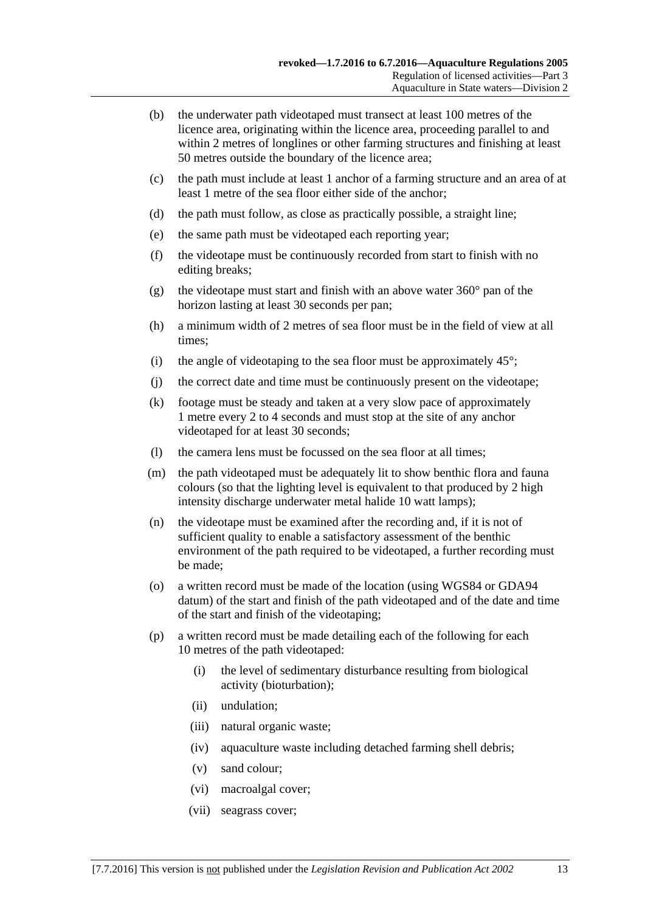(b) the underwater path videotaped must transect at least 100 metres of the licence area, originating within the licence area, proceeding parallel to and within 2 metres of longlines or other farming structures and finishing at least 50 metres outside the boundary of the licence area;

(c) the path must include at least 1 anchor of a farming structure and an area of at least 1 metre of the sea floor either side of the anchor;

(d) the path must follow, as close as practically possible, a straight line;

(e) the same path must be videotaped each reporting year;

(f) the videotape must be continuously recorded from start to finish with no editing breaks;

(g) the videotape must start and finish with an above water 360° pan of the horizon lasting at least 30 seconds per pan;

(h) a minimum width of 2 metres of sea floor must be in the field of view at all times;

(i) the angle of videotaping to the sea floor must be approximately 45°;

(j) the correct date and time must be continuously present on the videotape;

(k) footage must be steady and taken at a very slow pace of approximately 1 metre every 2 to 4 seconds and must stop at the site of any anchor videotaped for at least 30 seconds;

(l) the camera lens must be focussed on the sea floor at all times;

(m) the path videotaped must be adequately lit to show benthic flora and fauna colours (so that the lighting level is equivalent to that produced by 2 high intensity discharge underwater metal halide 10 watt lamps);

(n) the videotape must be examined after the recording and, if it is not of sufficient quality to enable a satisfactory assessment of the benthic environment of the path required to be videotaped, a further recording must be made;

(o) a written record must be made of the location (using WGS84 or GDA94 datum) of the start and finish of the path videotaped and of the date and time of the start and finish of the videotaping;

(p) a written record must be made detailing each of the following for each 10 metres of the path videotaped:

  (i) the level of sedimentary disturbance resulting from biological activity (bioturbation);

  (ii) undulation;

  (iii) natural organic waste;

  (iv) aquaculture waste including detached farming shell debris;

  (v) sand colour;

  (vi) macroalgal cover;

  (vii) seagrass cover;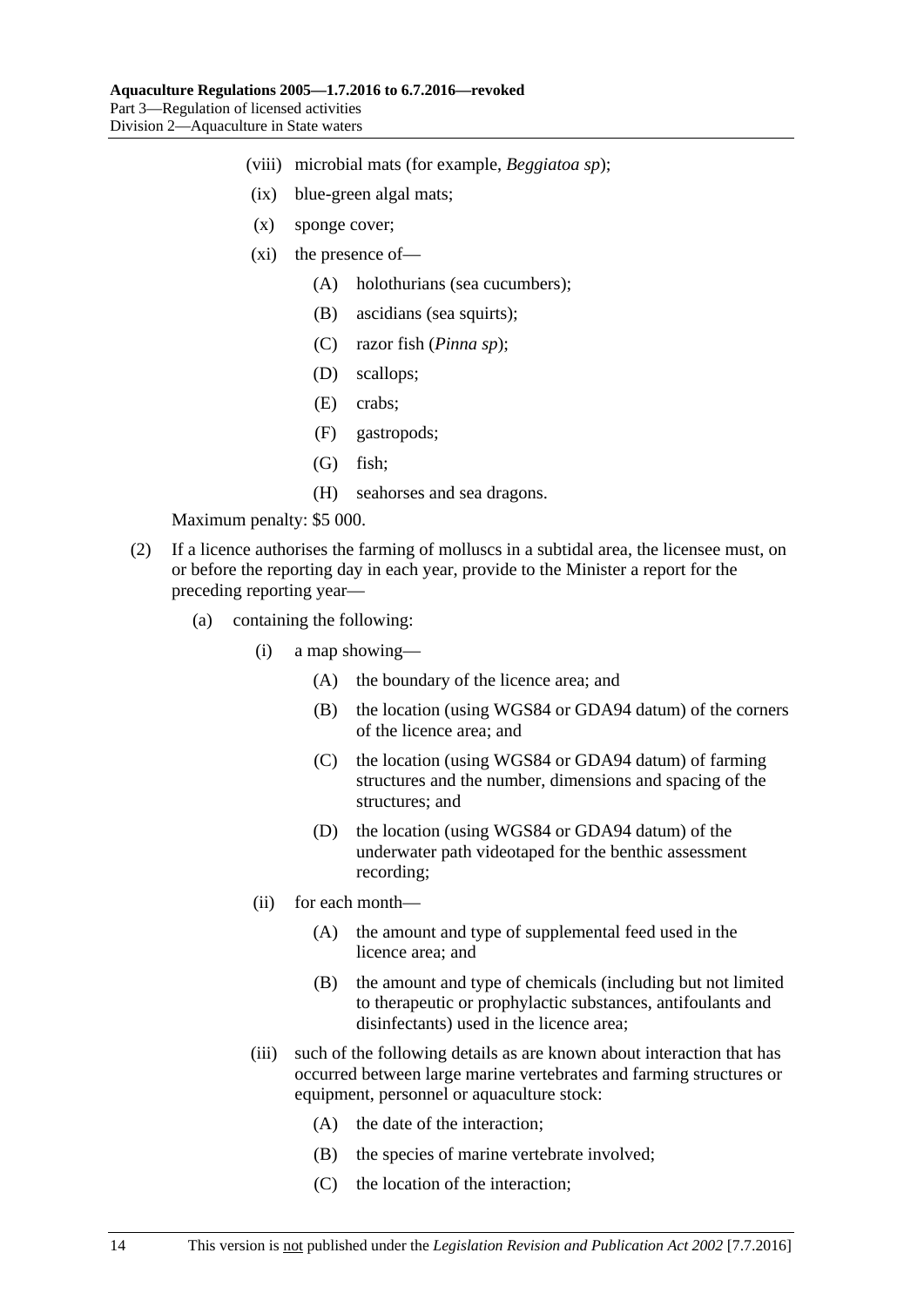(viii) microbial mats (for example, *Beggiatoa sp*);

(ix) blue-green algal mats;

(x) sponge cover;

(xi) the presence of—

(A) holothurians (sea cucumbers);

(B) ascidians (sea squirts);

(C) razor fish (*Pinna sp*);

(D) scallops;

(E) crabs;

(F) gastropods;

(G) fish;

(H) seahorses and sea dragons.

Maximum penalty: $5 000.

(2) If a licence authorises the farming of molluscs in a subtidal area, the licensee must, on or before the reporting day in each year, provide to the Minister a report for the preceding reporting year—

(a) containing the following:

(i) a map showing—

(A) the boundary of the licence area; and

(B) the location (using WGS84 or GDA94 datum) of the corners of the licence area; and

(C) the location (using WGS84 or GDA94 datum) of farming structures and the number, dimensions and spacing of the structures; and

(D) the location (using WGS84 or GDA94 datum) of the underwater path videotaped for the benthic assessment recording;

(ii) for each month—

(A) the amount and type of supplemental feed used in the licence area; and

(B) the amount and type of chemicals (including but not limited to therapeutic or prophylactic substances, antifoulants and disinfectants) used in the licence area;

(iii) such of the following details as are known about interaction that has occurred between large marine vertebrates and farming structures or equipment, personnel or aquaculture stock:

(A) the date of the interaction;

(B) the species of marine vertebrate involved;

(C) the location of the interaction;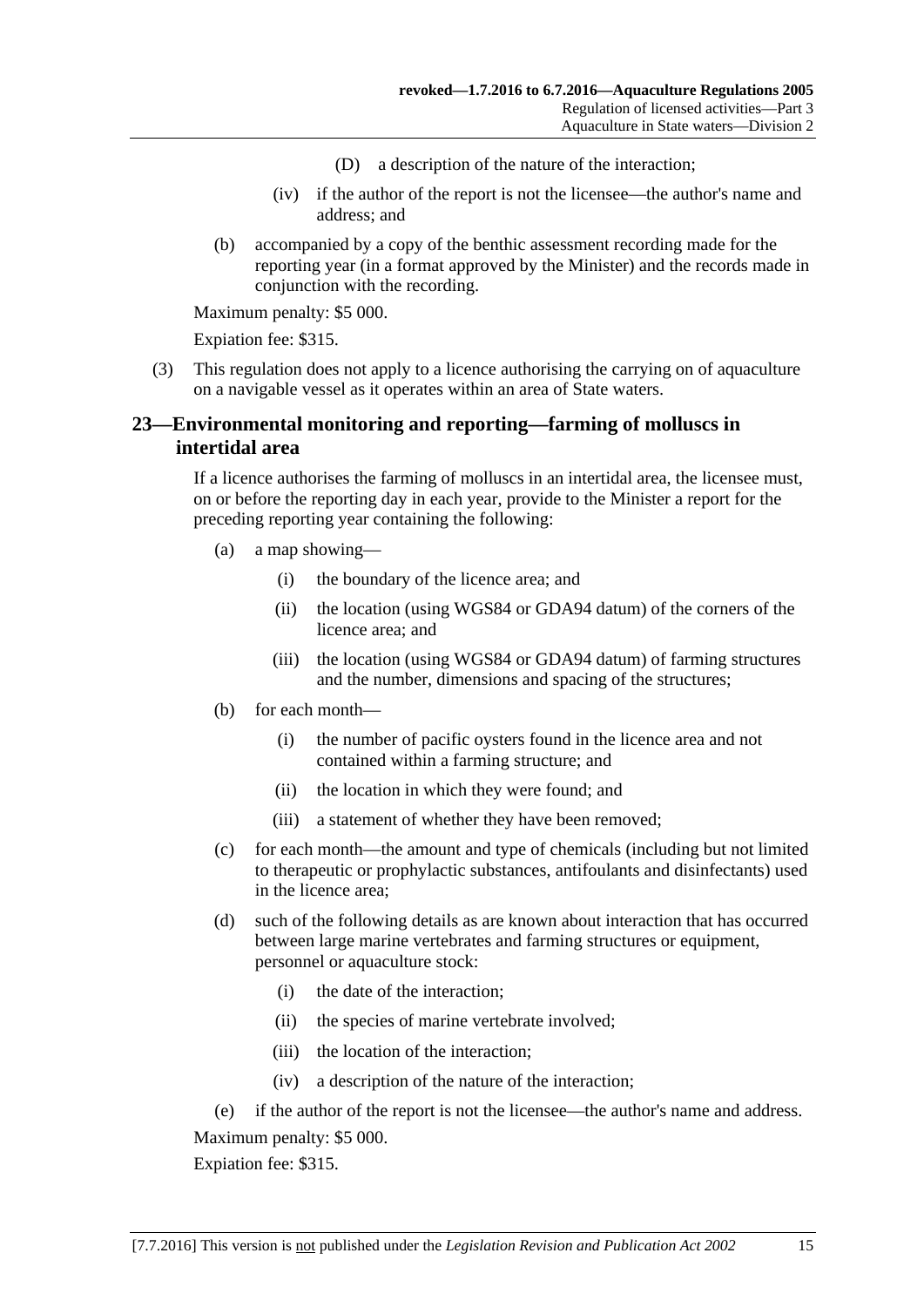(D) a description of the nature of the interaction;

(iv) if the author of the report is not the licensee—the author's name and address; and

(b) accompanied by a copy of the benthic assessment recording made for the reporting year (in a format approved by the Minister) and the records made in conjunction with the recording.

Maximum penalty: $5 000.

Expiation fee: $315.

(3) This regulation does not apply to a licence authorising the carrying on of aquaculture on a navigable vessel as it operates within an area of State waters.

## 23—Environmental monitoring and reporting—farming of molluscs in intertidal area

If a licence authorises the farming of molluscs in an intertidal area, the licensee must, on or before the reporting day in each year, provide to the Minister a report for the preceding reporting year containing the following:

(a) a map showing—

(i) the boundary of the licence area; and

(ii) the location (using WGS84 or GDA94 datum) of the corners of the licence area; and

(iii) the location (using WGS84 or GDA94 datum) of farming structures and the number, dimensions and spacing of the structures;

(b) for each month—

(i) the number of pacific oysters found in the licence area and not contained within a farming structure; and

(ii) the location in which they were found; and

(iii) a statement of whether they have been removed;

(c) for each month—the amount and type of chemicals (including but not limited to therapeutic or prophylactic substances, antifoulants and disinfectants) used in the licence area;

(d) such of the following details as are known about interaction that has occurred between large marine vertebrates and farming structures or equipment, personnel or aquaculture stock:

(i) the date of the interaction;

(ii) the species of marine vertebrate involved;

(iii) the location of the interaction;

(iv) a description of the nature of the interaction;

(e) if the author of the report is not the licensee—the author's name and address.

Maximum penalty: $5 000.

Expiation fee: $315.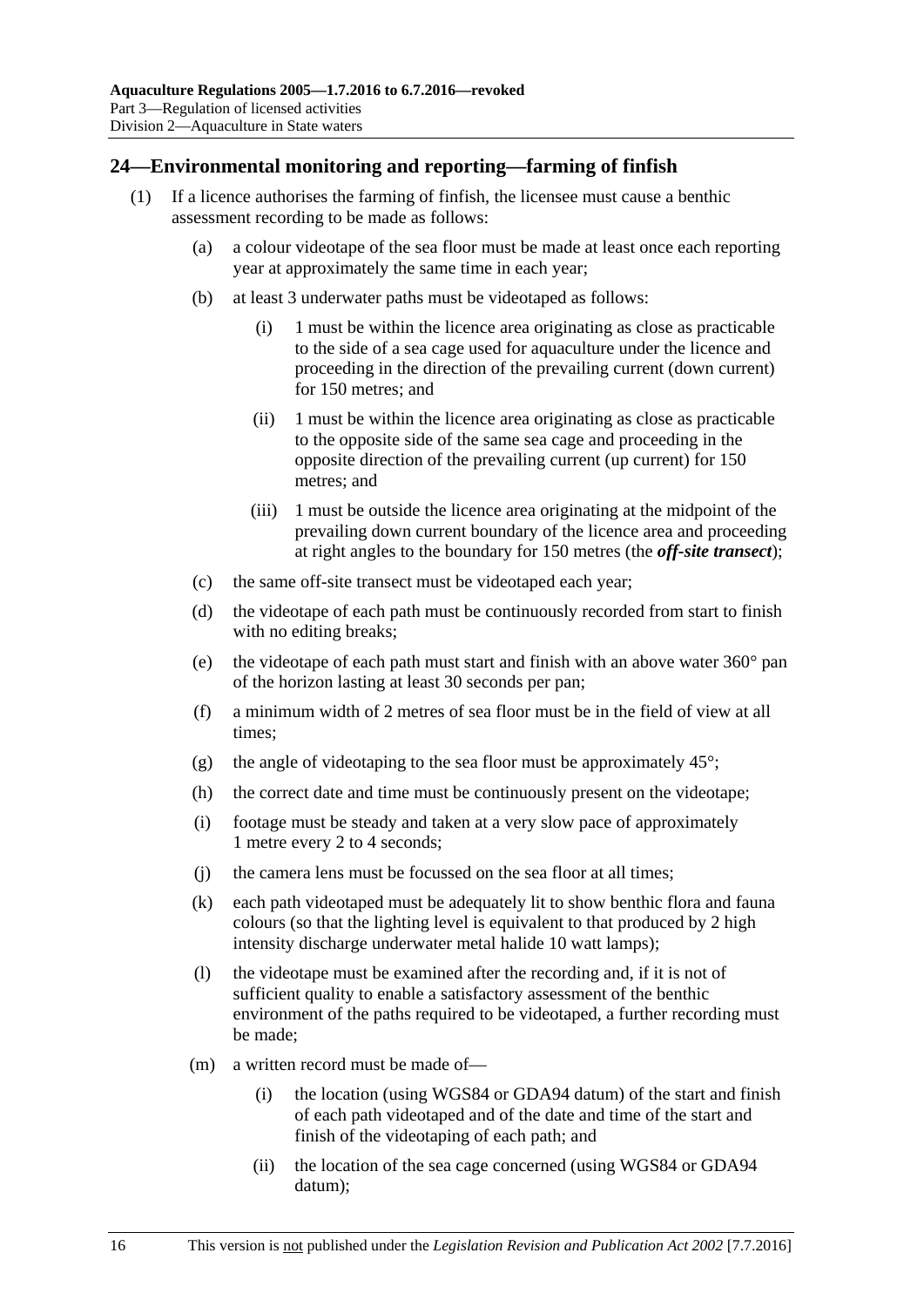## 24—Environmental monitoring and reporting—farming of finfish

(1) If a licence authorises the farming of finfish, the licensee must cause a benthic assessment recording to be made as follows:

(a) a colour videotape of the sea floor must be made at least once each reporting year at approximately the same time in each year;

(b) at least 3 underwater paths must be videotaped as follows:

(i) 1 must be within the licence area originating as close as practicable to the side of a sea cage used for aquaculture under the licence and proceeding in the direction of the prevailing current (down current) for 150 metres; and

(ii) 1 must be within the licence area originating as close as practicable to the opposite side of the same sea cage and proceeding in the opposite direction of the prevailing current (up current) for 150 metres; and

(iii) 1 must be outside the licence area originating at the midpoint of the prevailing down current boundary of the licence area and proceeding at right angles to the boundary for 150 metres (the ***off-site transect***);

(c) the same off-site transect must be videotaped each year;

(d) the videotape of each path must be continuously recorded from start to finish with no editing breaks;

(e) the videotape of each path must start and finish with an above water 360° pan of the horizon lasting at least 30 seconds per pan;

(f) a minimum width of 2 metres of sea floor must be in the field of view at all times;

(g) the angle of videotaping to the sea floor must be approximately 45°;

(h) the correct date and time must be continuously present on the videotape;

(i) footage must be steady and taken at a very slow pace of approximately 1 metre every 2 to 4 seconds;

(j) the camera lens must be focussed on the sea floor at all times;

(k) each path videotaped must be adequately lit to show benthic flora and fauna colours (so that the lighting level is equivalent to that produced by 2 high intensity discharge underwater metal halide 10 watt lamps);

(l) the videotape must be examined after the recording and, if it is not of sufficient quality to enable a satisfactory assessment of the benthic environment of the paths required to be videotaped, a further recording must be made;

(m) a written record must be made of—

(i) the location (using WGS84 or GDA94 datum) of the start and finish of each path videotaped and of the date and time of the start and finish of the videotaping of each path; and

(ii) the location of the sea cage concerned (using WGS84 or GDA94 datum);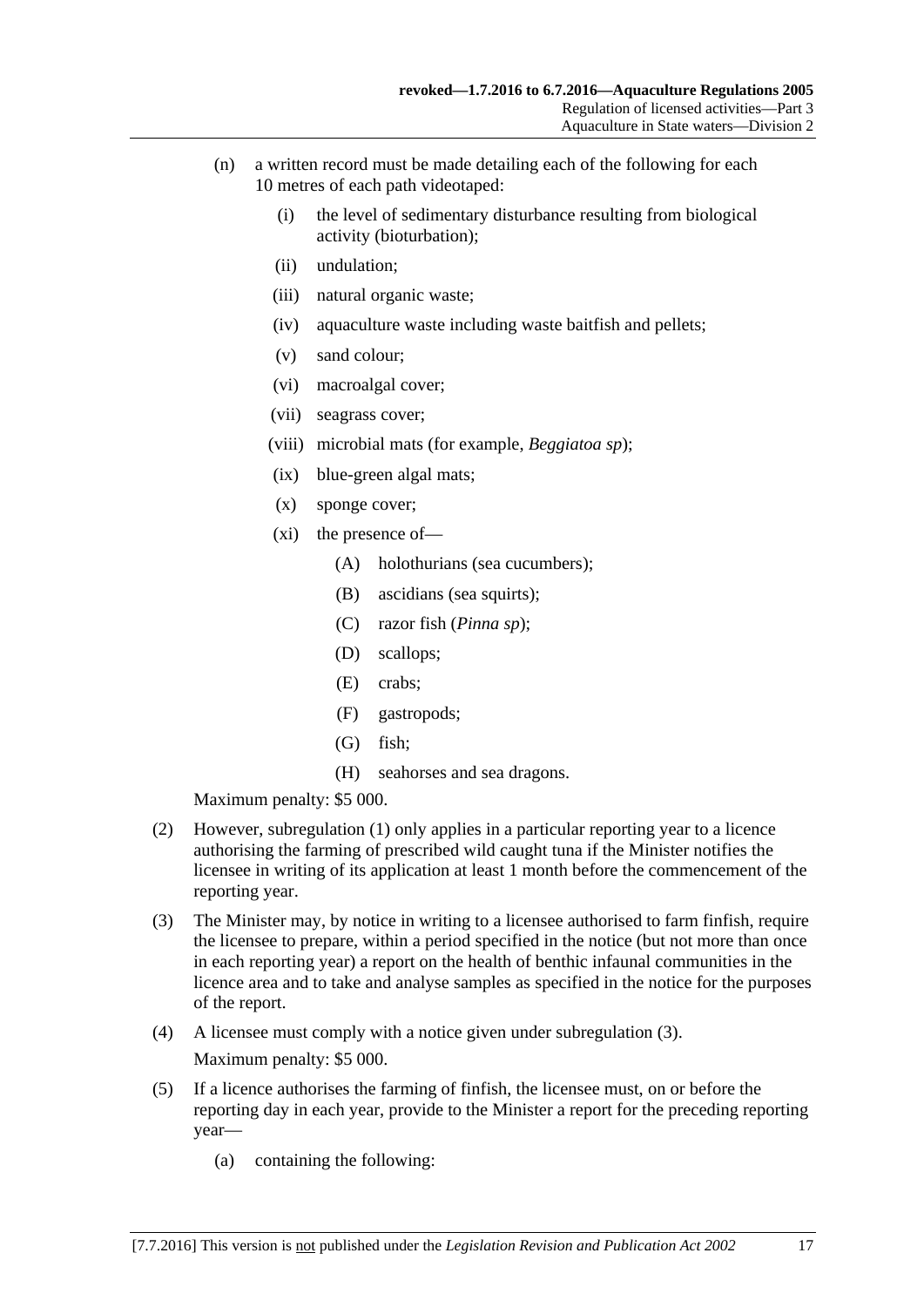(n) a written record must be made detailing each of the following for each 10 metres of each path videotaped:

   (i) the level of sedimentary disturbance resulting from biological activity (bioturbation);

   (ii) undulation;

   (iii) natural organic waste;

   (iv) aquaculture waste including waste baitfish and pellets;

   (v) sand colour;

   (vi) macroalgal cover;

   (vii) seagrass cover;

   (viii) microbial mats (for example, *Beggiatoa sp*);

   (ix) blue-green algal mats;

   (x) sponge cover;

   (xi) the presence of—

      (A) holothurians (sea cucumbers);

      (B) ascidians (sea squirts);

      (C) razor fish (*Pinna sp*);

      (D) scallops;

      (E) crabs;

      (F) gastropods;

      (G) fish;

      (H) seahorses and sea dragons.

Maximum penalty: $5 000.

(2) However, subregulation (1) only applies in a particular reporting year to a licence authorising the farming of prescribed wild caught tuna if the Minister notifies the licensee in writing of its application at least 1 month before the commencement of the reporting year.

(3) The Minister may, by notice in writing to a licensee authorised to farm finfish, require the licensee to prepare, within a period specified in the notice (but not more than once in each reporting year) a report on the health of benthic infaunal communities in the licence area and to take and analyse samples as specified in the notice for the purposes of the report.

(4) A licensee must comply with a notice given under subregulation (3).

Maximum penalty: $5 000.

(5) If a licence authorises the farming of finfish, the licensee must, on or before the reporting day in each year, provide to the Minister a report for the preceding reporting year—

   (a) containing the following: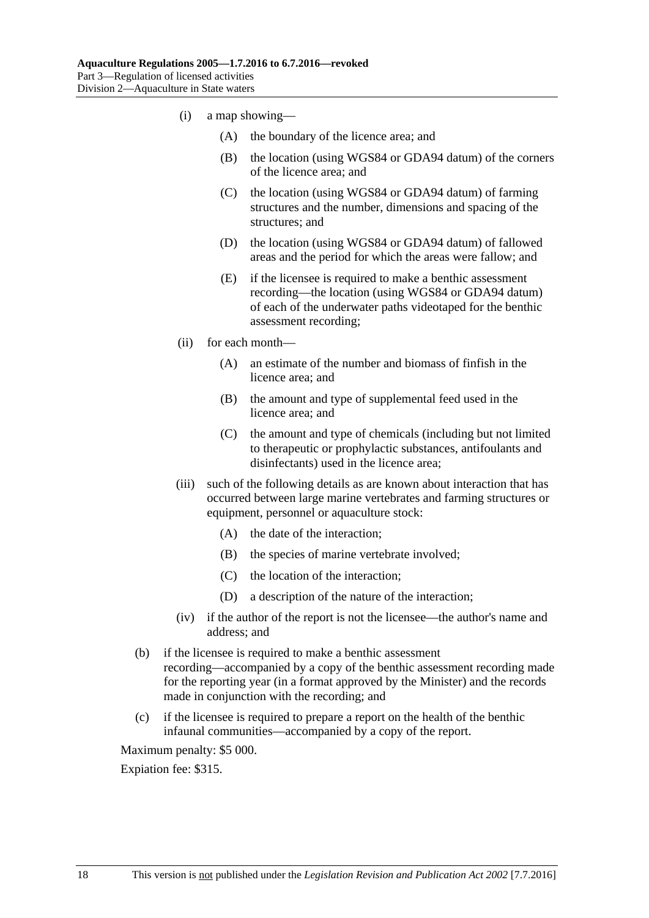(i) a map showing—

(A) the boundary of the licence area; and

(B) the location (using WGS84 or GDA94 datum) of the corners of the licence area; and

(C) the location (using WGS84 or GDA94 datum) of farming structures and the number, dimensions and spacing of the structures; and

(D) the location (using WGS84 or GDA94 datum) of fallowed areas and the period for which the areas were fallow; and

(E) if the licensee is required to make a benthic assessment recording—the location (using WGS84 or GDA94 datum) of each of the underwater paths videotaped for the benthic assessment recording;

(ii) for each month—

(A) an estimate of the number and biomass of finfish in the licence area; and

(B) the amount and type of supplemental feed used in the licence area; and

(C) the amount and type of chemicals (including but not limited to therapeutic or prophylactic substances, antifoulants and disinfectants) used in the licence area;

(iii) such of the following details as are known about interaction that has occurred between large marine vertebrates and farming structures or equipment, personnel or aquaculture stock:

(A) the date of the interaction;

(B) the species of marine vertebrate involved;

(C) the location of the interaction;

(D) a description of the nature of the interaction;

(iv) if the author of the report is not the licensee—the author's name and address; and

(b) if the licensee is required to make a benthic assessment recording—accompanied by a copy of the benthic assessment recording made for the reporting year (in a format approved by the Minister) and the records made in conjunction with the recording; and

(c) if the licensee is required to prepare a report on the health of the benthic infaunal communities—accompanied by a copy of the report.

Maximum penalty: $5 000.

Expiation fee: $315.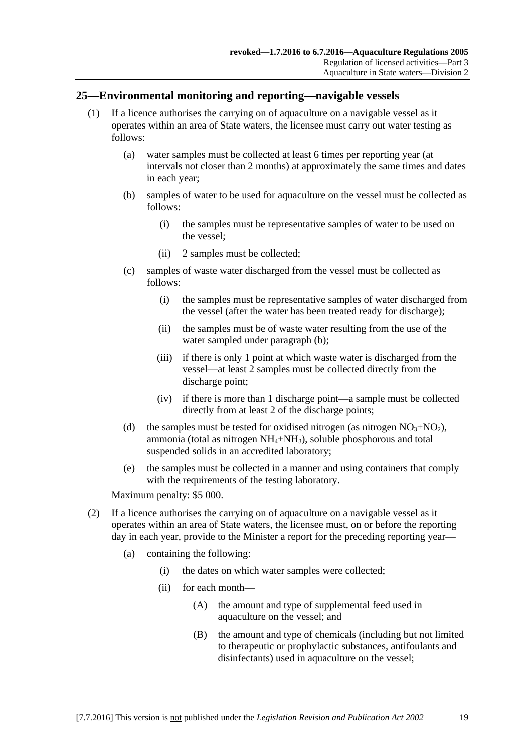## 25—Environmental monitoring and reporting—navigable vessels

(1) If a licence authorises the carrying on of aquaculture on a navigable vessel as it operates within an area of State waters, the licensee must carry out water testing as follows:

(a) water samples must be collected at least 6 times per reporting year (at intervals not closer than 2 months) at approximately the same times and dates in each year;

(b) samples of water to be used for aquaculture on the vessel must be collected as follows:

(i) the samples must be representative samples of water to be used on the vessel;

(ii) 2 samples must be collected;

(c) samples of waste water discharged from the vessel must be collected as follows:

(i) the samples must be representative samples of water discharged from the vessel (after the water has been treated ready for discharge);

(ii) the samples must be of waste water resulting from the use of the water sampled under paragraph (b);

(iii) if there is only 1 point at which waste water is discharged from the vessel—at least 2 samples must be collected directly from the discharge point;

(iv) if there is more than 1 discharge point—a sample must be collected directly from at least 2 of the discharge points;

(d) the samples must be tested for oxidised nitrogen (as nitrogen $NO_3$+$NO_2$), ammonia (total as nitrogen $NH_4$+$NH_3$), soluble phosphorous and total suspended solids in an accredited laboratory;

(e) the samples must be collected in a manner and using containers that comply with the requirements of the testing laboratory.

Maximum penalty: $5 000.

(2) If a licence authorises the carrying on of aquaculture on a navigable vessel as it operates within an area of State waters, the licensee must, on or before the reporting day in each year, provide to the Minister a report for the preceding reporting year—

(a) containing the following:

(i) the dates on which water samples were collected;

(ii) for each month—

(A) the amount and type of supplemental feed used in aquaculture on the vessel; and

(B) the amount and type of chemicals (including but not limited to therapeutic or prophylactic substances, antifoulants and disinfectants) used in aquaculture on the vessel;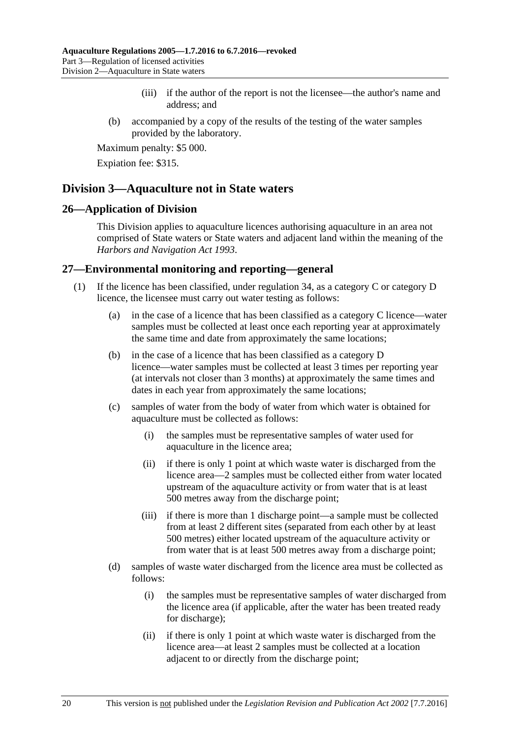(iii) if the author of the report is not the licensee—the author's name and address; and

(b) accompanied by a copy of the results of the testing of the water samples provided by the laboratory.

Maximum penalty: $5 000.

Expiation fee: $315.

## Division 3—Aquaculture not in State waters

### 26—Application of Division

This Division applies to aquaculture licences authorising aquaculture in an area not comprised of State waters or State waters and adjacent land within the meaning of the *Harbors and Navigation Act 1993*.

### 27—Environmental monitoring and reporting—general

(1) If the licence has been classified, under regulation 34, as a category C or category D licence, the licensee must carry out water testing as follows:

(a) in the case of a licence that has been classified as a category C licence—water samples must be collected at least once each reporting year at approximately the same time and date from approximately the same locations;

(b) in the case of a licence that has been classified as a category D licence—water samples must be collected at least 3 times per reporting year (at intervals not closer than 3 months) at approximately the same times and dates in each year from approximately the same locations;

(c) samples of water from the body of water from which water is obtained for aquaculture must be collected as follows:

(i) the samples must be representative samples of water used for aquaculture in the licence area;

(ii) if there is only 1 point at which waste water is discharged from the licence area—2 samples must be collected either from water located upstream of the aquaculture activity or from water that is at least 500 metres away from the discharge point;

(iii) if there is more than 1 discharge point—a sample must be collected from at least 2 different sites (separated from each other by at least 500 metres) either located upstream of the aquaculture activity or from water that is at least 500 metres away from a discharge point;

(d) samples of waste water discharged from the licence area must be collected as follows:

(i) the samples must be representative samples of water discharged from the licence area (if applicable, after the water has been treated ready for discharge);

(ii) if there is only 1 point at which waste water is discharged from the licence area—at least 2 samples must be collected at a location adjacent to or directly from the discharge point;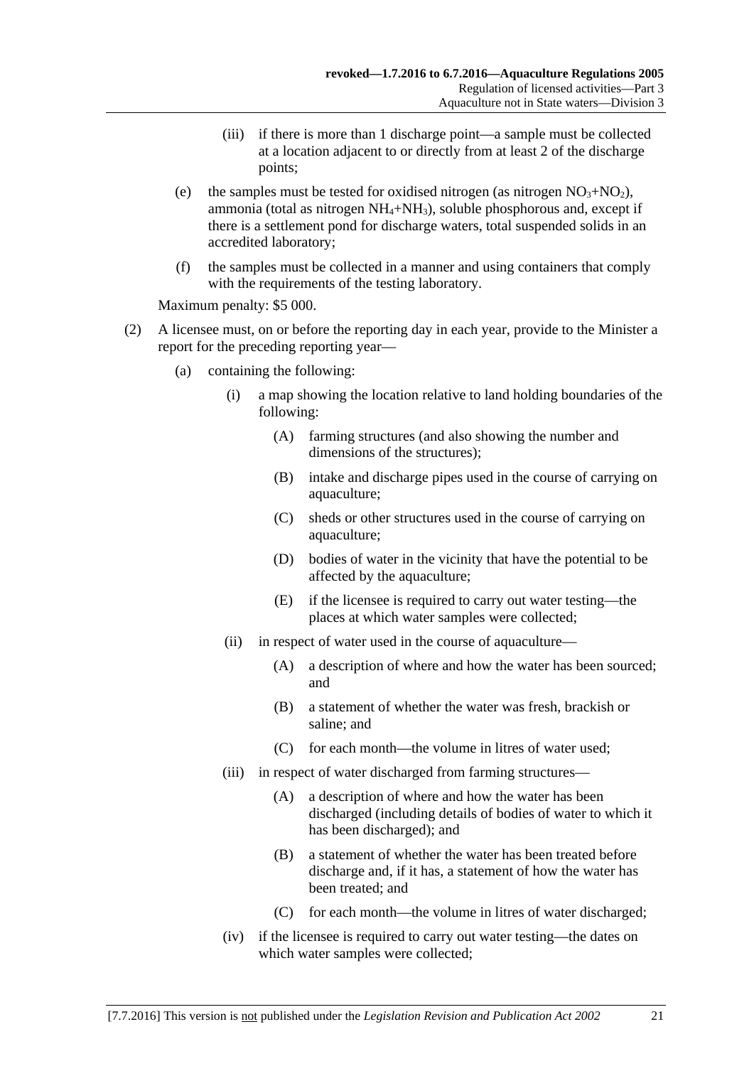(iii) if there is more than 1 discharge point—a sample must be collected at a location adjacent to or directly from at least 2 of the discharge points;

(e) the samples must be tested for oxidised nitrogen (as nitrogen $NO_3$+$NO_2$), ammonia (total as nitrogen $NH_4$+$NH_3$), soluble phosphorous and, except if there is a settlement pond for discharge waters, total suspended solids in an accredited laboratory;

(f) the samples must be collected in a manner and using containers that comply with the requirements of the testing laboratory.

Maximum penalty: $5 000.

(2) A licensee must, on or before the reporting day in each year, provide to the Minister a report for the preceding reporting year—

(a) containing the following:

(i) a map showing the location relative to land holding boundaries of the following:

(A) farming structures (and also showing the number and dimensions of the structures);

(B) intake and discharge pipes used in the course of carrying on aquaculture;

(C) sheds or other structures used in the course of carrying on aquaculture;

(D) bodies of water in the vicinity that have the potential to be affected by the aquaculture;

(E) if the licensee is required to carry out water testing—the places at which water samples were collected;

(ii) in respect of water used in the course of aquaculture—

(A) a description of where and how the water has been sourced; and

(B) a statement of whether the water was fresh, brackish or saline; and

(C) for each month—the volume in litres of water used;

(iii) in respect of water discharged from farming structures—

(A) a description of where and how the water has been discharged (including details of bodies of water to which it has been discharged); and

(B) a statement of whether the water has been treated before discharge and, if it has, a statement of how the water has been treated; and

(C) for each month—the volume in litres of water discharged;

(iv) if the licensee is required to carry out water testing—the dates on which water samples were collected;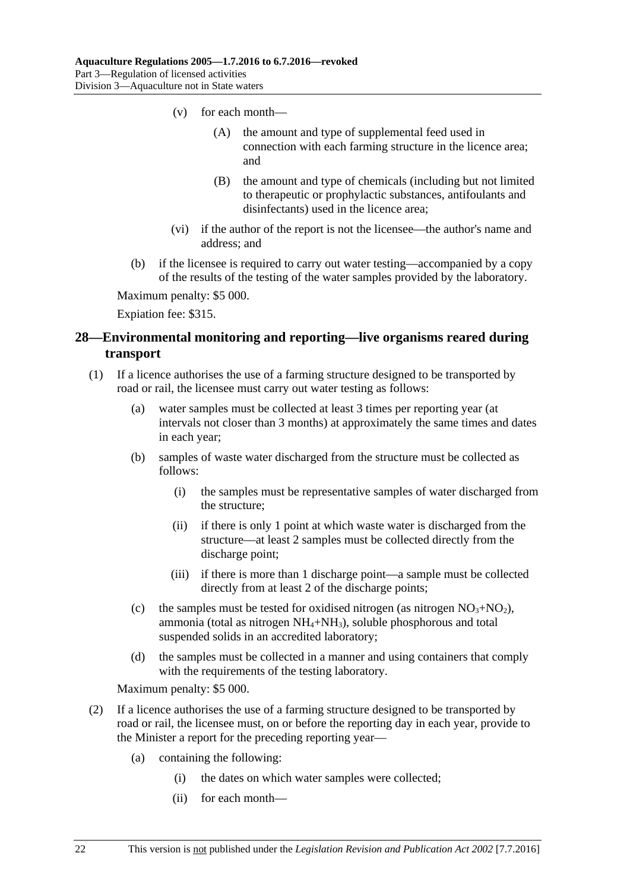(v) for each month—

(A) the amount and type of supplemental feed used in connection with each farming structure in the licence area; and

(B) the amount and type of chemicals (including but not limited to therapeutic or prophylactic substances, antifoulants and disinfectants) used in the licence area;

(vi) if the author of the report is not the licensee—the author's name and address; and

(b) if the licensee is required to carry out water testing—accompanied by a copy of the results of the testing of the water samples provided by the laboratory.

Maximum penalty: $5 000.

Expiation fee: $315.

## 28—Environmental monitoring and reporting—live organisms reared during transport

(1) If a licence authorises the use of a farming structure designed to be transported by road or rail, the licensee must carry out water testing as follows:

(a) water samples must be collected at least 3 times per reporting year (at intervals not closer than 3 months) at approximately the same times and dates in each year;

(b) samples of waste water discharged from the structure must be collected as follows:

(i) the samples must be representative samples of water discharged from the structure;

(ii) if there is only 1 point at which waste water is discharged from the structure—at least 2 samples must be collected directly from the discharge point;

(iii) if there is more than 1 discharge point—a sample must be collected directly from at least 2 of the discharge points;

(c) the samples must be tested for oxidised nitrogen (as nitrogen $NO_3$+$NO_2$), ammonia (total as nitrogen $NH_4$+$NH_3$), soluble phosphorous and total suspended solids in an accredited laboratory;

(d) the samples must be collected in a manner and using containers that comply with the requirements of the testing laboratory.

Maximum penalty: $5 000.

(2) If a licence authorises the use of a farming structure designed to be transported by road or rail, the licensee must, on or before the reporting day in each year, provide to the Minister a report for the preceding reporting year—

(a) containing the following:

(i) the dates on which water samples were collected;

(ii) for each month—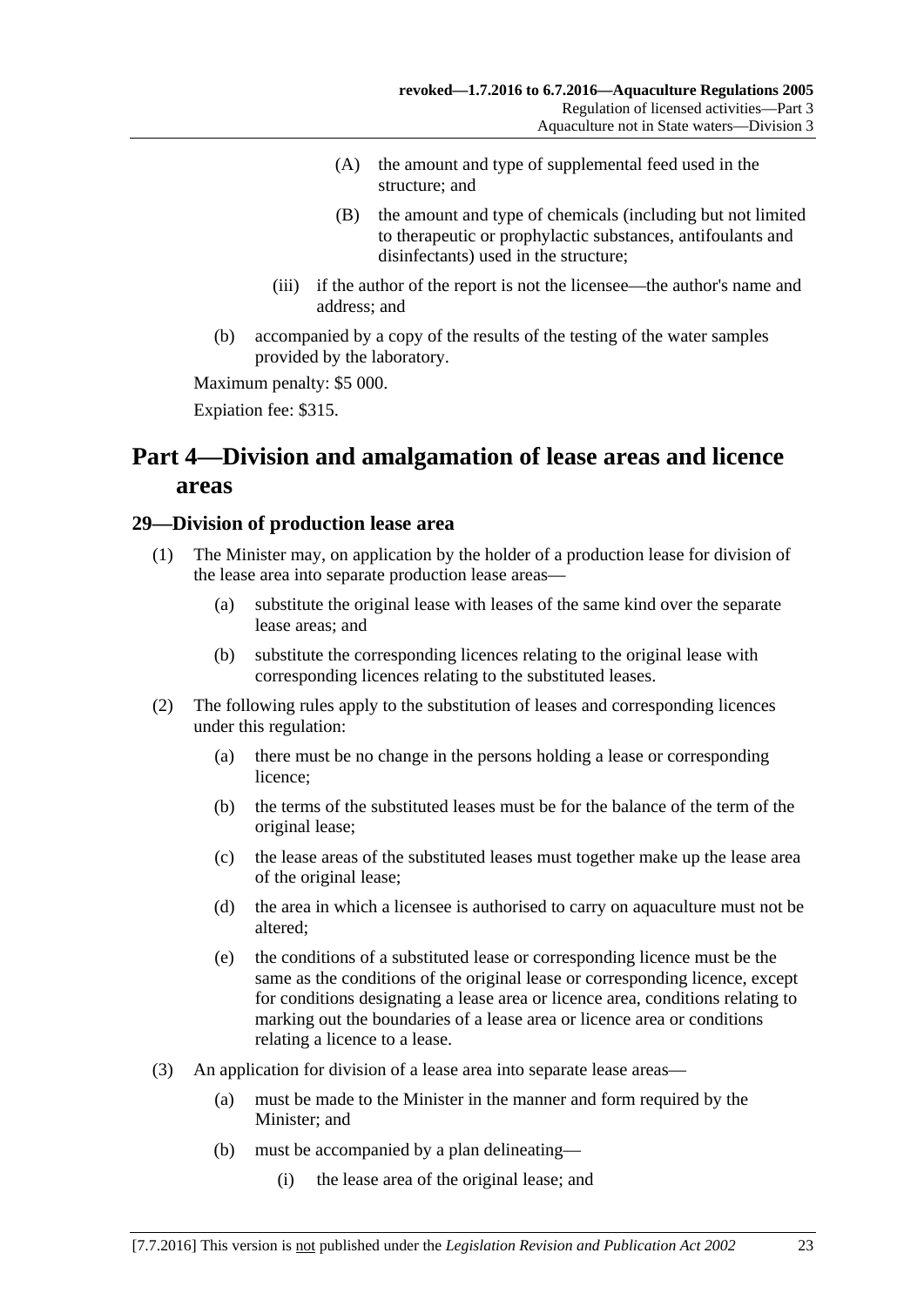(A) the amount and type of supplemental feed used in the structure; and

(B) the amount and type of chemicals (including but not limited to therapeutic or prophylactic substances, antifoulants and disinfectants) used in the structure;

(iii) if the author of the report is not the licensee—the author's name and address; and

(b) accompanied by a copy of the results of the testing of the water samples provided by the laboratory.

Maximum penalty: $5 000.

Expiation fee: $315.

# Part 4—Division and amalgamation of lease areas and licence areas

## 29—Division of production lease area

(1) The Minister may, on application by the holder of a production lease for division of the lease area into separate production lease areas—

(a) substitute the original lease with leases of the same kind over the separate lease areas; and

(b) substitute the corresponding licences relating to the original lease with corresponding licences relating to the substituted leases.

(2) The following rules apply to the substitution of leases and corresponding licences under this regulation:

(a) there must be no change in the persons holding a lease or corresponding licence;

(b) the terms of the substituted leases must be for the balance of the term of the original lease;

(c) the lease areas of the substituted leases must together make up the lease area of the original lease;

(d) the area in which a licensee is authorised to carry on aquaculture must not be altered;

(e) the conditions of a substituted lease or corresponding licence must be the same as the conditions of the original lease or corresponding licence, except for conditions designating a lease area or licence area, conditions relating to marking out the boundaries of a lease area or licence area or conditions relating a licence to a lease.

(3) An application for division of a lease area into separate lease areas—

(a) must be made to the Minister in the manner and form required by the Minister; and

(b) must be accompanied by a plan delineating—

(i) the lease area of the original lease; and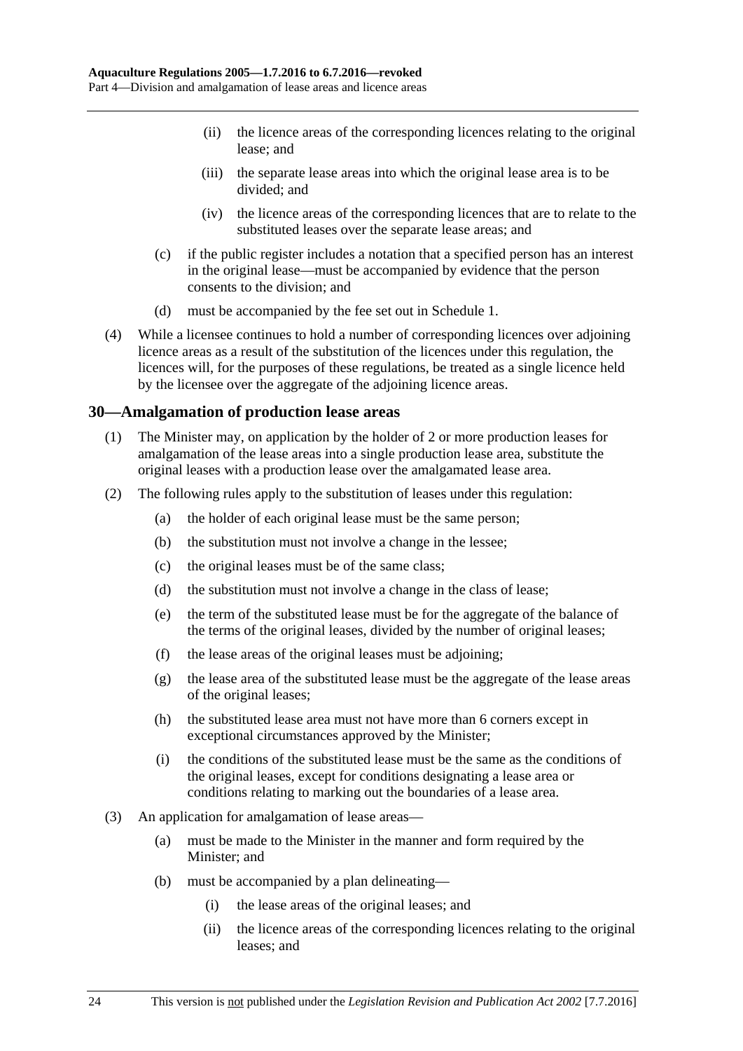(ii) the licence areas of the corresponding licences relating to the original lease; and

(iii) the separate lease areas into which the original lease area is to be divided; and

(iv) the licence areas of the corresponding licences that are to relate to the substituted leases over the separate lease areas; and

(c) if the public register includes a notation that a specified person has an interest in the original lease—must be accompanied by evidence that the person consents to the division; and

(d) must be accompanied by the fee set out in Schedule 1.

(4) While a licensee continues to hold a number of corresponding licences over adjoining licence areas as a result of the substitution of the licences under this regulation, the licences will, for the purposes of these regulations, be treated as a single licence held by the licensee over the aggregate of the adjoining licence areas.

## 30—Amalgamation of production lease areas

(1) The Minister may, on application by the holder of 2 or more production leases for amalgamation of the lease areas into a single production lease area, substitute the original leases with a production lease over the amalgamated lease area.

(2) The following rules apply to the substitution of leases under this regulation:

(a) the holder of each original lease must be the same person;

(b) the substitution must not involve a change in the lessee;

(c) the original leases must be of the same class;

(d) the substitution must not involve a change in the class of lease;

(e) the term of the substituted lease must be for the aggregate of the balance of the terms of the original leases, divided by the number of original leases;

(f) the lease areas of the original leases must be adjoining;

(g) the lease area of the substituted lease must be the aggregate of the lease areas of the original leases;

(h) the substituted lease area must not have more than 6 corners except in exceptional circumstances approved by the Minister;

(i) the conditions of the substituted lease must be the same as the conditions of the original leases, except for conditions designating a lease area or conditions relating to marking out the boundaries of a lease area.

(3) An application for amalgamation of lease areas—

(a) must be made to the Minister in the manner and form required by the Minister; and

(b) must be accompanied by a plan delineating—

(i) the lease areas of the original leases; and

(ii) the licence areas of the corresponding licences relating to the original leases; and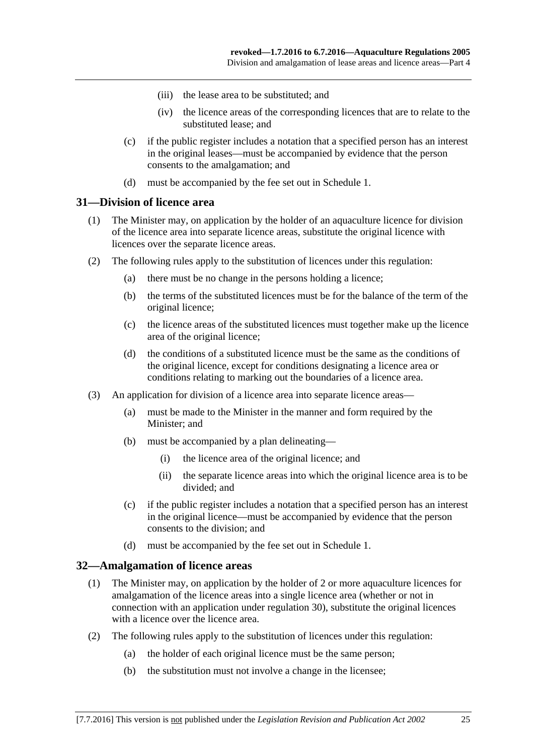(iii) the lease area to be substituted; and

(iv) the licence areas of the corresponding licences that are to relate to the substituted lease; and

(c) if the public register includes a notation that a specified person has an interest in the original leases—must be accompanied by evidence that the person consents to the amalgamation; and

(d) must be accompanied by the fee set out in Schedule 1.

## 31—Division of licence area

(1) The Minister may, on application by the holder of an aquaculture licence for division of the licence area into separate licence areas, substitute the original licence with licences over the separate licence areas.

(2) The following rules apply to the substitution of licences under this regulation:

(a) there must be no change in the persons holding a licence;

(b) the terms of the substituted licences must be for the balance of the term of the original licence;

(c) the licence areas of the substituted licences must together make up the licence area of the original licence;

(d) the conditions of a substituted licence must be the same as the conditions of the original licence, except for conditions designating a licence area or conditions relating to marking out the boundaries of a licence area.

(3) An application for division of a licence area into separate licence areas—

(a) must be made to the Minister in the manner and form required by the Minister; and

(b) must be accompanied by a plan delineating—

(i) the licence area of the original licence; and

(ii) the separate licence areas into which the original licence area is to be divided; and

(c) if the public register includes a notation that a specified person has an interest in the original licence—must be accompanied by evidence that the person consents to the division; and

(d) must be accompanied by the fee set out in Schedule 1.

## 32—Amalgamation of licence areas

(1) The Minister may, on application by the holder of 2 or more aquaculture licences for amalgamation of the licence areas into a single licence area (whether or not in connection with an application under regulation 30), substitute the original licences with a licence over the licence area.

(2) The following rules apply to the substitution of licences under this regulation:

(a) the holder of each original licence must be the same person;

(b) the substitution must not involve a change in the licensee;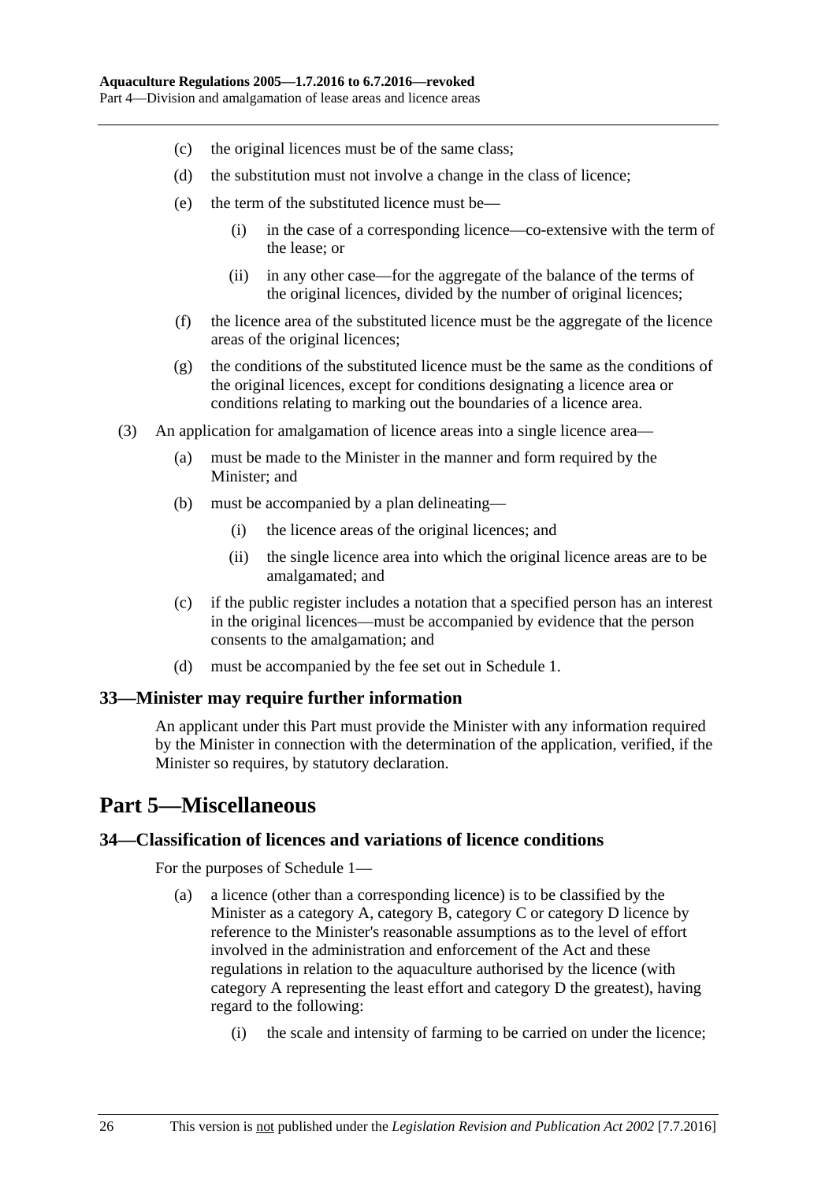(c) the original licences must be of the same class;

(d) the substitution must not involve a change in the class of licence;

(e) the term of the substituted licence must be—

(i) in the case of a corresponding licence—co-extensive with the term of the lease; or

(ii) in any other case—for the aggregate of the balance of the terms of the original licences, divided by the number of original licences;

(f) the licence area of the substituted licence must be the aggregate of the licence areas of the original licences;

(g) the conditions of the substituted licence must be the same as the conditions of the original licences, except for conditions designating a licence area or conditions relating to marking out the boundaries of a licence area.

(3) An application for amalgamation of licence areas into a single licence area—

(a) must be made to the Minister in the manner and form required by the Minister; and

(b) must be accompanied by a plan delineating—

(i) the licence areas of the original licences; and

(ii) the single licence area into which the original licence areas are to be amalgamated; and

(c) if the public register includes a notation that a specified person has an interest in the original licences—must be accompanied by evidence that the person consents to the amalgamation; and

(d) must be accompanied by the fee set out in Schedule 1.

### 33—Minister may require further information

An applicant under this Part must provide the Minister with any information required by the Minister in connection with the determination of the application, verified, if the Minister so requires, by statutory declaration.

## Part 5—Miscellaneous

### 34—Classification of licences and variations of licence conditions

For the purposes of Schedule 1—

(a) a licence (other than a corresponding licence) is to be classified by the Minister as a category A, category B, category C or category D licence by reference to the Minister's reasonable assumptions as to the level of effort involved in the administration and enforcement of the Act and these regulations in relation to the aquaculture authorised by the licence (with category A representing the least effort and category D the greatest), having regard to the following:

(i) the scale and intensity of farming to be carried on under the licence;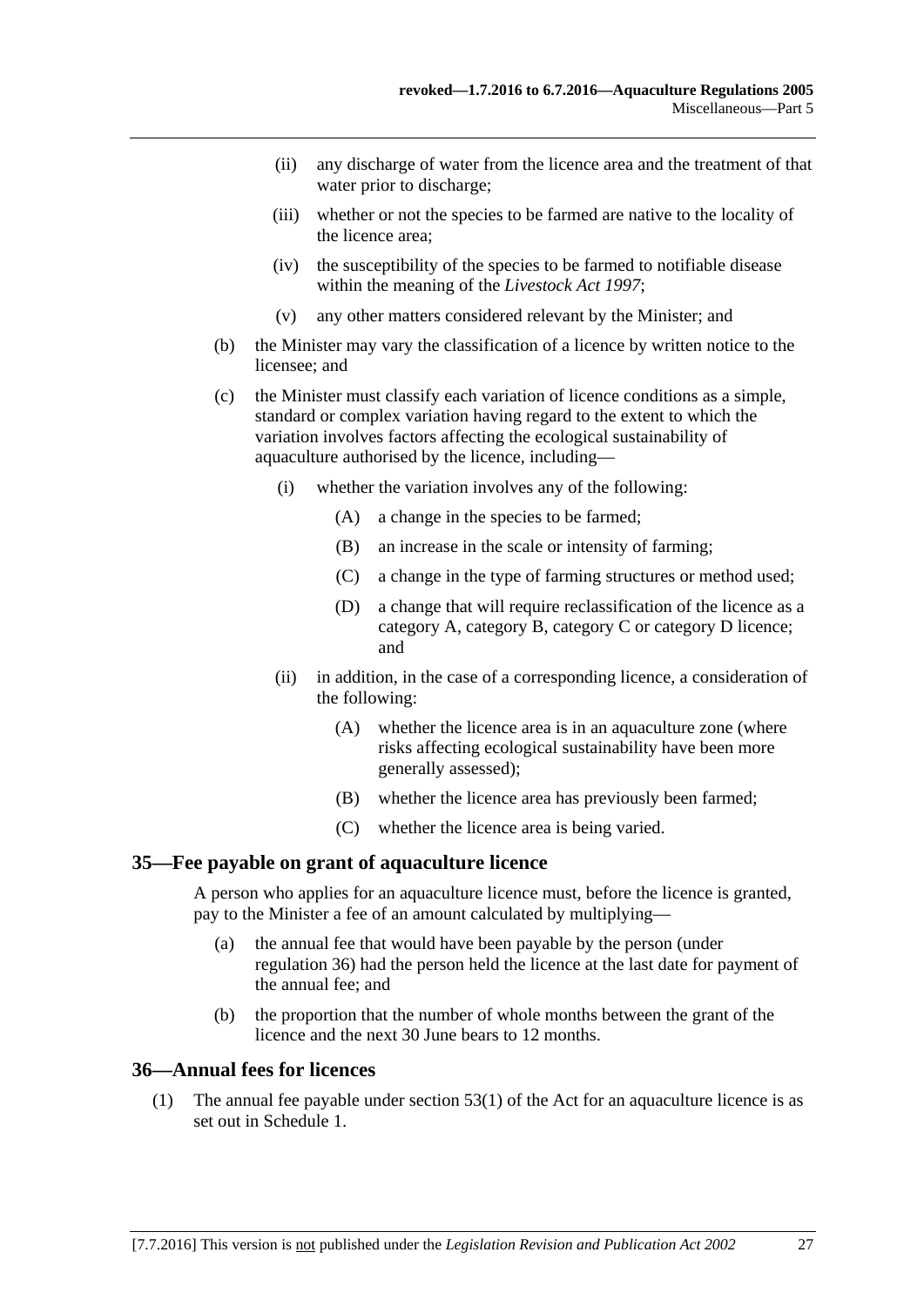(ii) any discharge of water from the licence area and the treatment of that water prior to discharge;

(iii) whether or not the species to be farmed are native to the locality of the licence area;

(iv) the susceptibility of the species to be farmed to notifiable disease within the meaning of the *Livestock Act 1997*;

(v) any other matters considered relevant by the Minister; and

(b) the Minister may vary the classification of a licence by written notice to the licensee; and

(c) the Minister must classify each variation of licence conditions as a simple, standard or complex variation having regard to the extent to which the variation involves factors affecting the ecological sustainability of aquaculture authorised by the licence, including—

(i) whether the variation involves any of the following:

(A) a change in the species to be farmed;

(B) an increase in the scale or intensity of farming;

(C) a change in the type of farming structures or method used;

(D) a change that will require reclassification of the licence as a category A, category B, category C or category D licence; and

(ii) in addition, in the case of a corresponding licence, a consideration of the following:

(A) whether the licence area is in an aquaculture zone (where risks affecting ecological sustainability have been more generally assessed);

(B) whether the licence area has previously been farmed;

(C) whether the licence area is being varied.

## 35—Fee payable on grant of aquaculture licence

A person who applies for an aquaculture licence must, before the licence is granted, pay to the Minister a fee of an amount calculated by multiplying—

(a) the annual fee that would have been payable by the person (under regulation 36) had the person held the licence at the last date for payment of the annual fee; and

(b) the proportion that the number of whole months between the grant of the licence and the next 30 June bears to 12 months.

## 36—Annual fees for licences

(1) The annual fee payable under section 53(1) of the Act for an aquaculture licence is as set out in Schedule 1.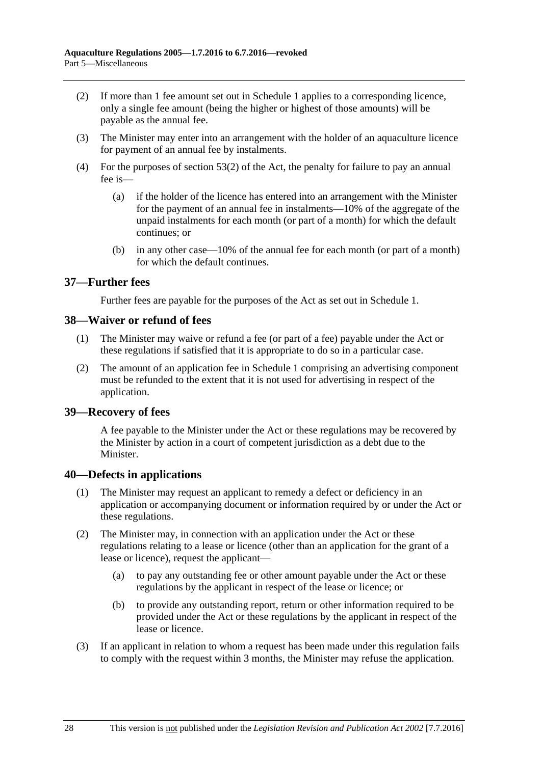(2) If more than 1 fee amount set out in Schedule 1 applies to a corresponding licence, only a single fee amount (being the higher or highest of those amounts) will be payable as the annual fee.

(3) The Minister may enter into an arrangement with the holder of an aquaculture licence for payment of an annual fee by instalments.

(4) For the purposes of section 53(2) of the Act, the penalty for failure to pay an annual fee is—

(a) if the holder of the licence has entered into an arrangement with the Minister for the payment of an annual fee in instalments—10% of the aggregate of the unpaid instalments for each month (or part of a month) for which the default continues; or

(b) in any other case—10% of the annual fee for each month (or part of a month) for which the default continues.

## 37—Further fees

Further fees are payable for the purposes of the Act as set out in Schedule 1.

## 38—Waiver or refund of fees

(1) The Minister may waive or refund a fee (or part of a fee) payable under the Act or these regulations if satisfied that it is appropriate to do so in a particular case.

(2) The amount of an application fee in Schedule 1 comprising an advertising component must be refunded to the extent that it is not used for advertising in respect of the application.

## 39—Recovery of fees

A fee payable to the Minister under the Act or these regulations may be recovered by the Minister by action in a court of competent jurisdiction as a debt due to the Minister.

## 40—Defects in applications

(1) The Minister may request an applicant to remedy a defect or deficiency in an application or accompanying document or information required by or under the Act or these regulations.

(2) The Minister may, in connection with an application under the Act or these regulations relating to a lease or licence (other than an application for the grant of a lease or licence), request the applicant—

(a) to pay any outstanding fee or other amount payable under the Act or these regulations by the applicant in respect of the lease or licence; or

(b) to provide any outstanding report, return or other information required to be provided under the Act or these regulations by the applicant in respect of the lease or licence.

(3) If an applicant in relation to whom a request has been made under this regulation fails to comply with the request within 3 months, the Minister may refuse the application.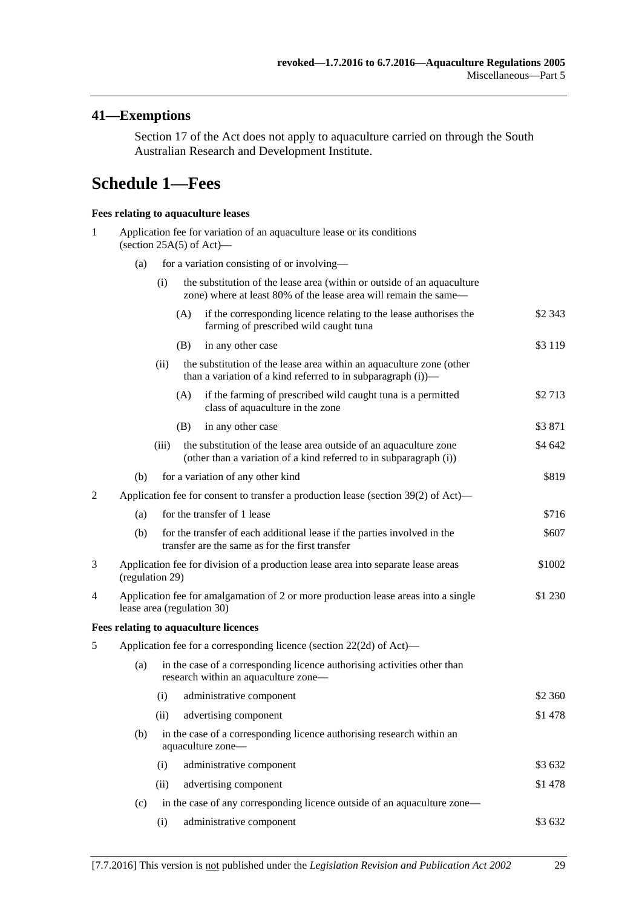## 41—Exemptions

Section 17 of the Act does not apply to aquaculture carried on through the South Australian Research and Development Institute.

# Schedule 1—Fees

#### Fees relating to aquaculture leases

1 Application fee for variation of an aquaculture lease or its conditions (section 25A(5) of Act)—

(a) for a variation consisting of or involving—

(i) the substitution of the lease area (within or outside of an aquaculture zone) where at least 80% of the lease area will remain the same—

(A) if the corresponding licence relating to the lease authorises the farming of prescribed wild caught tuna — $2 343

(B) in any other case — $3 119

(ii) the substitution of the lease area within an aquaculture zone (other than a variation of a kind referred to in subparagraph (i))—

(A) if the farming of prescribed wild caught tuna is a permitted class of aquaculture in the zone — $2 713

(B) in any other case — $3 871

(iii) the substitution of the lease area outside of an aquaculture zone (other than a variation of a kind referred to in subparagraph (i)) — $4 642

(b) for a variation of any other kind — $819

2 Application fee for consent to transfer a production lease (section 39(2) of Act)—

(a) for the transfer of 1 lease — $716

(b) for the transfer of each additional lease if the parties involved in the transfer are the same as for the first transfer — $607

3 Application fee for division of a production lease area into separate lease areas (regulation 29) — $1002

4 Application fee for amalgamation of 2 or more production lease areas into a single lease area (regulation 30) — $1 230

#### Fees relating to aquaculture licences

5 Application fee for a corresponding licence (section 22(2d) of Act)—

(a) in the case of a corresponding licence authorising activities other than research within an aquaculture zone—

(i) administrative component — $2 360

(ii) advertising component — $1 478

(b) in the case of a corresponding licence authorising research within an aquaculture zone—

(i) administrative component — $3 632

(ii) advertising component — $1 478

(c) in the case of any corresponding licence outside of an aquaculture zone—

(i) administrative component — $3 632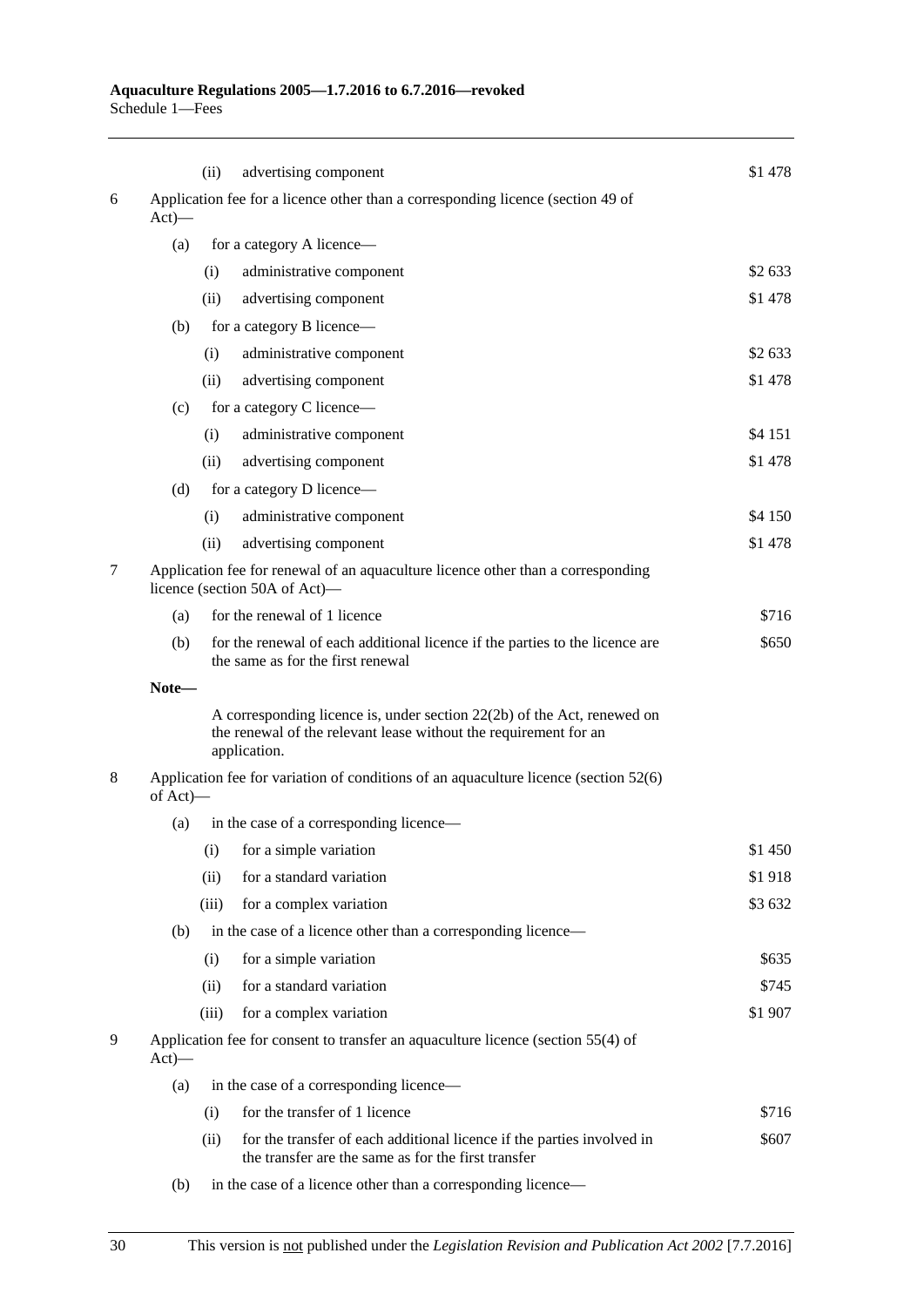| | | | |
|---|---|---|---|
| | | (ii) advertising component | $1 478 |
| 6 | Application fee for a licence other than a corresponding licence (section 49 of Act)— | | |
| | (a) | for a category A licence— | |
| | | (i) administrative component | $2 633 |
| | | (ii) advertising component | $1 478 |
| | (b) | for a category B licence— | |
| | | (i) administrative component | $2 633 |
| | | (ii) advertising component | $1 478 |
| | (c) | for a category C licence— | |
| | | (i) administrative component | $4 151 |
| | | (ii) advertising component | $1 478 |
| | (d) | for a category D licence— | |
| | | (i) administrative component | $4 150 |
| | | (ii) advertising component | $1 478 |
| 7 | Application fee for renewal of an aquaculture licence other than a corresponding licence (section 50A of Act)— | | |
| | (a) | for the renewal of 1 licence | $716 |
| | (b) | for the renewal of each additional licence if the parties to the licence are the same as for the first renewal | $650 |

**Note—**

A corresponding licence is, under section 22(2b) of the Act, renewed on the renewal of the relevant lease without the requirement for an application.

| | | | |
|---|---|---|---|
| 8 | Application fee for variation of conditions of an aquaculture licence (section 52(6) of Act)— | | |
| | (a) | in the case of a corresponding licence— | |
| | | (i) for a simple variation | $1 450 |
| | | (ii) for a standard variation | $1 918 |
| | | (iii) for a complex variation | $3 632 |
| | (b) | in the case of a licence other than a corresponding licence— | |
| | | (i) for a simple variation | $635 |
| | | (ii) for a standard variation | $745 |
| | | (iii) for a complex variation | $1 907 |
| 9 | Application fee for consent to transfer an aquaculture licence (section 55(4) of Act)— | | |
| | (a) | in the case of a corresponding licence— | |
| | | (i) for the transfer of 1 licence | $716 |
| | | (ii) for the transfer of each additional licence if the parties involved in the transfer are the same as for the first transfer | $607 |
| | (b) | in the case of a licence other than a corresponding licence— | |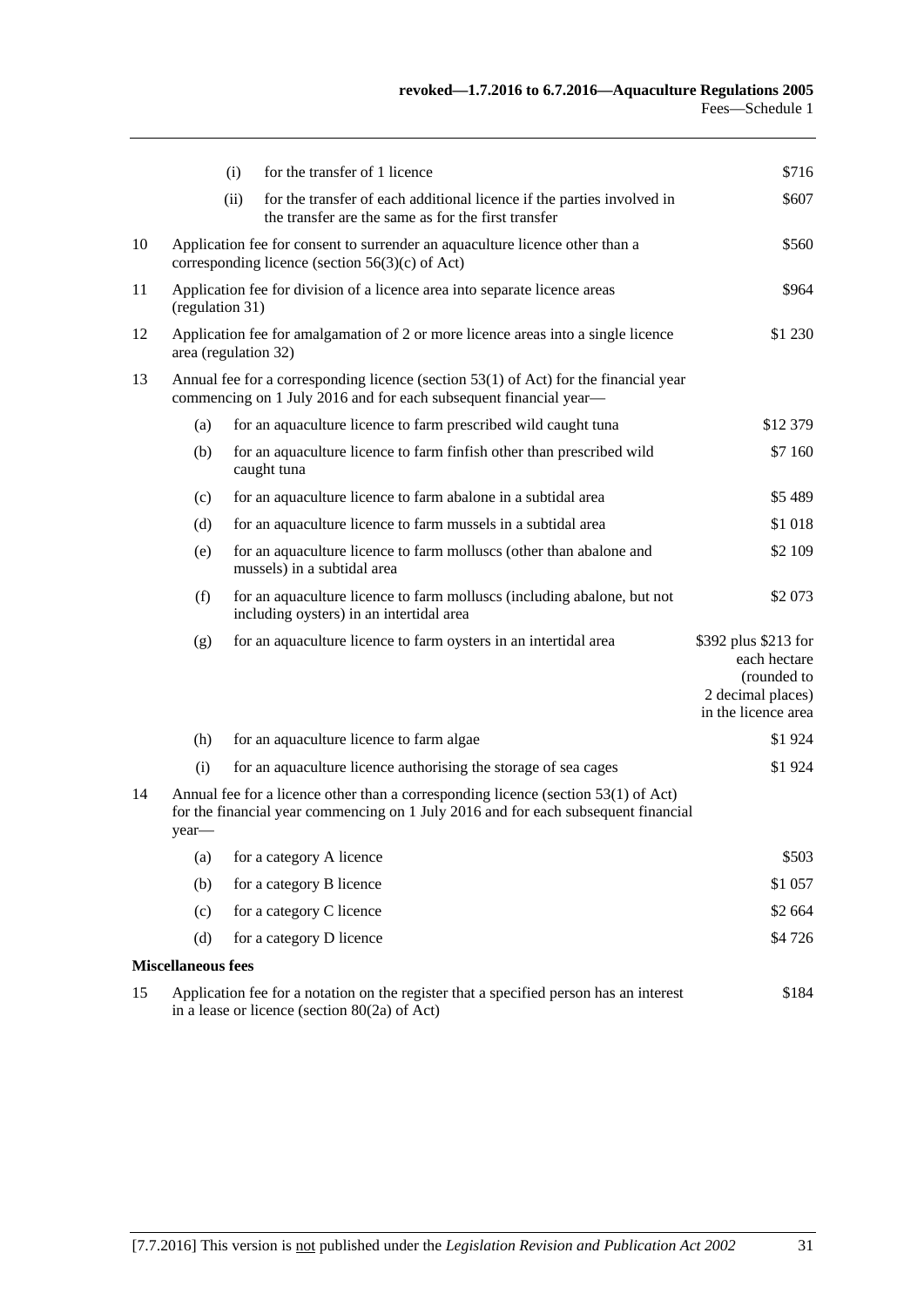| | | | |
|---|---|---|---|
| | (i) | for the transfer of 1 licence | $716 |
| | (ii) | for the transfer of each additional licence if the parties involved in the transfer are the same as for the first transfer | $607 |
| 10 | | Application fee for consent to surrender an aquaculture licence other than a corresponding licence (section 56(3)(c) of Act) | $560 |
| 11 | | Application fee for division of a licence area into separate licence areas (regulation 31) | $964 |
| 12 | | Application fee for amalgamation of 2 or more licence areas into a single licence area (regulation 32) | $1 230 |
| 13 | | Annual fee for a corresponding licence (section 53(1) of Act) for the financial year commencing on 1 July 2016 and for each subsequent financial year— | |
| | (a) | for an aquaculture licence to farm prescribed wild caught tuna | $12 379 |
| | (b) | for an aquaculture licence to farm finfish other than prescribed wild caught tuna | $7 160 |
| | (c) | for an aquaculture licence to farm abalone in a subtidal area | $5 489 |
| | (d) | for an aquaculture licence to farm mussels in a subtidal area | $1 018 |
| | (e) | for an aquaculture licence to farm molluscs (other than abalone and mussels) in a subtidal area | $2 109 |
| | (f) | for an aquaculture licence to farm molluscs (including abalone, but not including oysters) in an intertidal area | $2 073 |
| | (g) | for an aquaculture licence to farm oysters in an intertidal area | $392 plus $213 for each hectare (rounded to 2 decimal places) in the licence area |
| | (h) | for an aquaculture licence to farm algae | $1 924 |
| | (i) | for an aquaculture licence authorising the storage of sea cages | $1 924 |
| 14 | | Annual fee for a licence other than a corresponding licence (section 53(1) of Act) for the financial year commencing on 1 July 2016 and for each subsequent financial year— | |
| | (a) | for a category A licence | $503 |
| | (b) | for a category B licence | $1 057 |
| | (c) | for a category C licence | $2 664 |
| | (d) | for a category D licence | $4 726 |

**Miscellaneous fees**

| | | |
|---|---|---|
| 15 | Application fee for a notation on the register that a specified person has an interest in a lease or licence (section 80(2a) of Act) | $184 |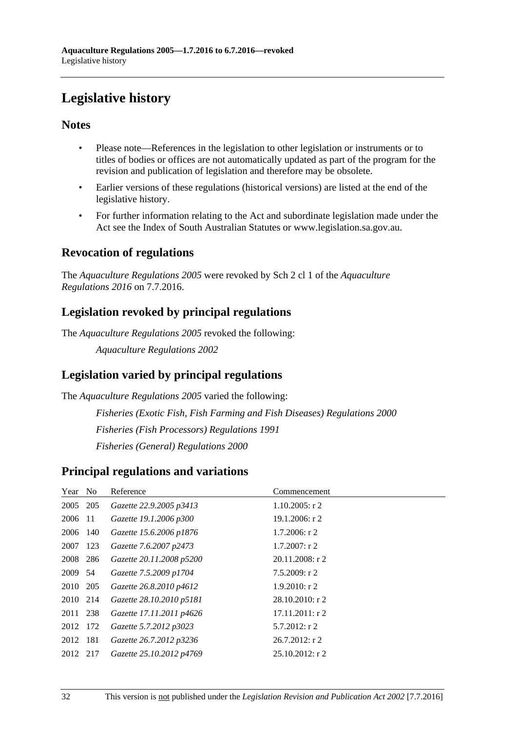# Legislative history

## Notes

- Please note—References in the legislation to other legislation or instruments or to titles of bodies or offices are not automatically updated as part of the program for the revision and publication of legislation and therefore may be obsolete.
- Earlier versions of these regulations (historical versions) are listed at the end of the legislative history.
- For further information relating to the Act and subordinate legislation made under the Act see the Index of South Australian Statutes or www.legislation.sa.gov.au.

## Revocation of regulations

The *Aquaculture Regulations 2005* were revoked by Sch 2 cl 1 of the *Aquaculture Regulations 2016* on 7.7.2016.

## Legislation revoked by principal regulations

The *Aquaculture Regulations 2005* revoked the following:

*Aquaculture Regulations 2002*

## Legislation varied by principal regulations

The *Aquaculture Regulations 2005* varied the following:

*Fisheries (Exotic Fish, Fish Farming and Fish Diseases) Regulations 2000*

*Fisheries (Fish Processors) Regulations 1991*

*Fisheries (General) Regulations 2000*

## Principal regulations and variations

| Year | No | Reference | Commencement |
|---|---|---|---|
| 2005 | 205 | *Gazette 22.9.2005 p3413* | 1.10.2005: r 2 |
| 2006 | 11 | *Gazette 19.1.2006 p300* | 19.1.2006: r 2 |
| 2006 | 140 | *Gazette 15.6.2006 p1876* | 1.7.2006: r 2 |
| 2007 | 123 | *Gazette 7.6.2007 p2473* | 1.7.2007: r 2 |
| 2008 | 286 | *Gazette 20.11.2008 p5200* | 20.11.2008: r 2 |
| 2009 | 54 | *Gazette 7.5.2009 p1704* | 7.5.2009: r 2 |
| 2010 | 205 | *Gazette 26.8.2010 p4612* | 1.9.2010: r 2 |
| 2010 | 214 | *Gazette 28.10.2010 p5181* | 28.10.2010: r 2 |
| 2011 | 238 | *Gazette 17.11.2011 p4626* | 17.11.2011: r 2 |
| 2012 | 172 | *Gazette 5.7.2012 p3023* | 5.7.2012: r 2 |
| 2012 | 181 | *Gazette 26.7.2012 p3236* | 26.7.2012: r 2 |
| 2012 | 217 | *Gazette 25.10.2012 p4769* | 25.10.2012: r 2 |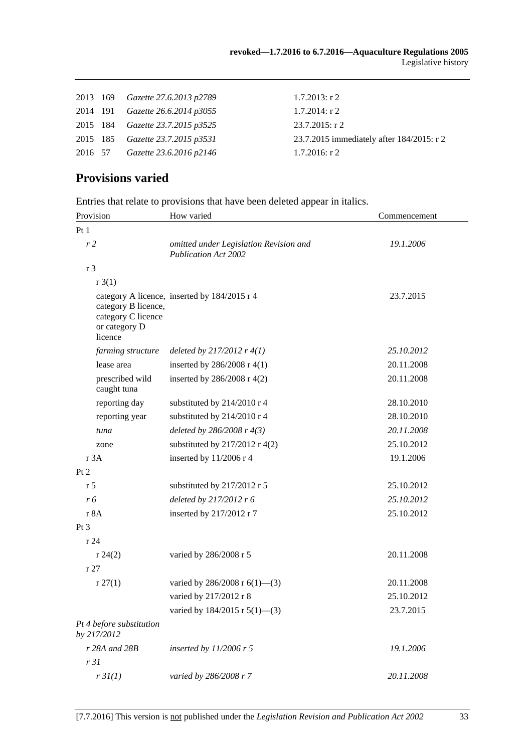| | | | |
|---|---|---|---|
| 2013 | 169 | *Gazette 27.6.2013 p2789* | 1.7.2013: r 2 |
| 2014 | 191 | *Gazette 26.6.2014 p3055* | 1.7.2014: r 2 |
| 2015 | 184 | *Gazette 23.7.2015 p3525* | 23.7.2015: r 2 |
| 2015 | 185 | *Gazette 23.7.2015 p3531* | 23.7.2015 immediately after 184/2015: r 2 |
| 2016 | 57 | *Gazette 23.6.2016 p2146* | 1.7.2016: r 2 |

## Provisions varied

Entries that relate to provisions that have been deleted appear in italics.

| Provision | How varied | Commencement |
|---|---|---|
| Pt 1 | | |
| *r 2* | *omitted under Legislation Revision and Publication Act 2002* | *19.1.2006* |
| r 3 | | |
| r 3(1) | | |
| category A licence, category B licence, category C licence or category D licence | inserted by 184/2015 r 4 | 23.7.2015 |
| *farming structure* | *deleted by 217/2012 r 4(1)* | *25.10.2012* |
| lease area | inserted by 286/2008 r 4(1) | 20.11.2008 |
| prescribed wild caught tuna | inserted by 286/2008 r 4(2) | 20.11.2008 |
| reporting day | substituted by 214/2010 r 4 | 28.10.2010 |
| reporting year | substituted by 214/2010 r 4 | 28.10.2010 |
| *tuna* | *deleted by 286/2008 r 4(3)* | *20.11.2008* |
| zone | substituted by 217/2012 r 4(2) | 25.10.2012 |
| r 3A | inserted by 11/2006 r 4 | 19.1.2006 |
| Pt 2 | | |
| r 5 | substituted by 217/2012 r 5 | 25.10.2012 |
| *r 6* | *deleted by 217/2012 r 6* | *25.10.2012* |
| r 8A | inserted by 217/2012 r 7 | 25.10.2012 |
| Pt 3 | | |
| r 24 | | |
| r 24(2) | varied by 286/2008 r 5 | 20.11.2008 |
| r 27 | | |
| r 27(1) | varied by 286/2008 r 6(1)—(3) | 20.11.2008 |
| | varied by 217/2012 r 8 | 25.10.2012 |
| | varied by 184/2015 r 5(1)—(3) | 23.7.2015 |
| *Pt 4 before substitution by 217/2012* | | |
| *r 28A and 28B* | *inserted by 11/2006 r 5* | *19.1.2006* |
| *r 31* | | |
| *r 31(1)* | *varied by 286/2008 r 7* | *20.11.2008* |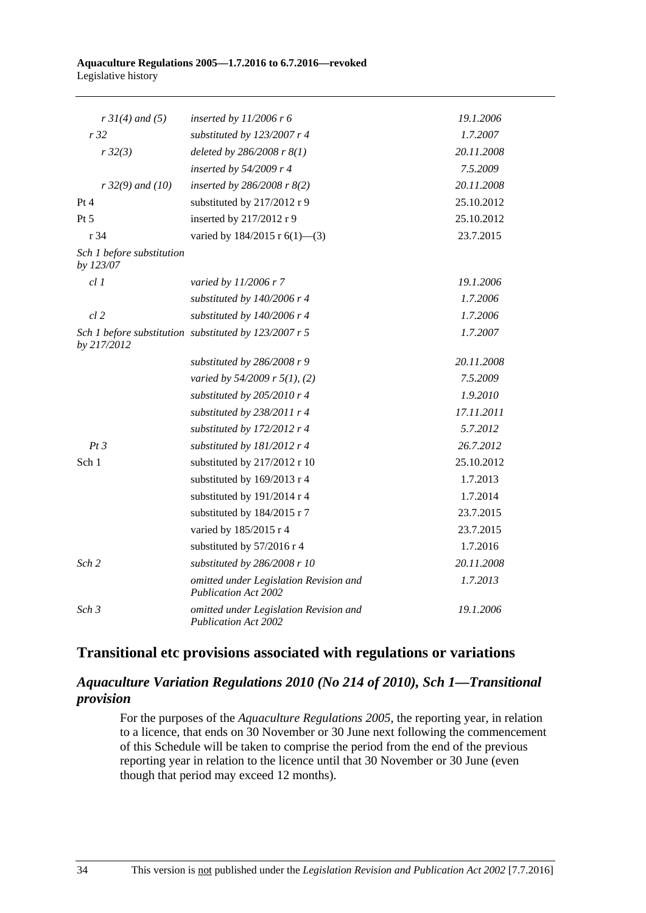| | | |
|---|---|---|
| *r 31(4) and (5)* | *inserted by 11/2006 r 6* | *19.1.2006* |
| *r 32* | *substituted by 123/2007 r 4* | *1.7.2007* |
| *r 32(3)* | *deleted by 286/2008 r 8(1)* | *20.11.2008* |
| | *inserted by 54/2009 r 4* | *7.5.2009* |
| *r 32(9) and (10)* | *inserted by 286/2008 r 8(2)* | *20.11.2008* |
| Pt 4 | substituted by 217/2012 r 9 | 25.10.2012 |
| Pt 5 | inserted by 217/2012 r 9 | 25.10.2012 |
| r 34 | varied by 184/2015 r 6(1)—(3) | 23.7.2015 |
| *Sch 1 before substitution by 123/07* | | |
| *cl 1* | *varied by 11/2006 r 7* | *19.1.2006* |
| | *substituted by 140/2006 r 4* | *1.7.2006* |
| *cl 2* | *substituted by 140/2006 r 4* | *1.7.2006* |
| *Sch 1 before substitution by 217/2012* | *substituted by 123/2007 r 5* | *1.7.2007* |
| | *substituted by 286/2008 r 9* | *20.11.2008* |
| | *varied by 54/2009 r 5(1), (2)* | *7.5.2009* |
| | *substituted by 205/2010 r 4* | *1.9.2010* |
| | *substituted by 238/2011 r 4* | *17.11.2011* |
| | *substituted by 172/2012 r 4* | *5.7.2012* |
| *Pt 3* | *substituted by 181/2012 r 4* | *26.7.2012* |
| Sch 1 | substituted by 217/2012 r 10 | 25.10.2012 |
| | substituted by 169/2013 r 4 | 1.7.2013 |
| | substituted by 191/2014 r 4 | 1.7.2014 |
| | substituted by 184/2015 r 7 | 23.7.2015 |
| | varied by 185/2015 r 4 | 23.7.2015 |
| | substituted by 57/2016 r 4 | 1.7.2016 |
| *Sch 2* | *substituted by 286/2008 r 10* | *20.11.2008* |
| | *omitted under Legislation Revision and Publication Act 2002* | *1.7.2013* |
| *Sch 3* | *omitted under Legislation Revision and Publication Act 2002* | *19.1.2006* |

## Transitional etc provisions associated with regulations or variations

### *Aquaculture Variation Regulations 2010 (No 214 of 2010), Sch 1—Transitional provision*

For the purposes of the *Aquaculture Regulations 2005*, the reporting year, in relation to a licence, that ends on 30 November or 30 June next following the commencement of this Schedule will be taken to comprise the period from the end of the previous reporting year in relation to the licence until that 30 November or 30 June (even though that period may exceed 12 months).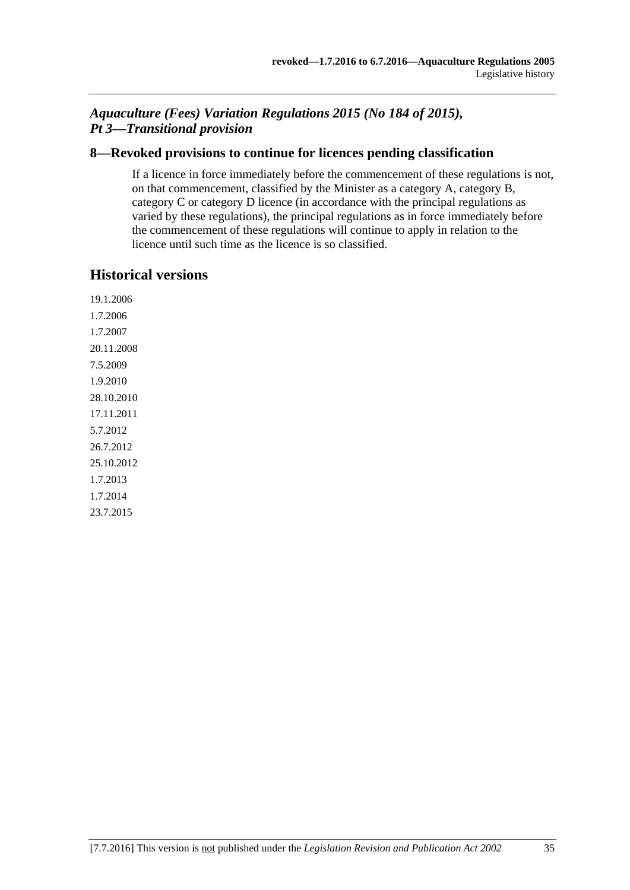## *Aquaculture (Fees) Variation Regulations 2015 (No 184 of 2015), Pt 3—Transitional provision*

### 8—Revoked provisions to continue for licences pending classification

If a licence in force immediately before the commencement of these regulations is not, on that commencement, classified by the Minister as a category A, category B, category C or category D licence (in accordance with the principal regulations as varied by these regulations), the principal regulations as in force immediately before the commencement of these regulations will continue to apply in relation to the licence until such time as the licence is so classified.

## Historical versions

19.1.2006

1.7.2006

1.7.2007

20.11.2008

7.5.2009

1.9.2010

28.10.2010

17.11.2011

5.7.2012

26.7.2012

25.10.2012

1.7.2013

1.7.2014

23.7.2015